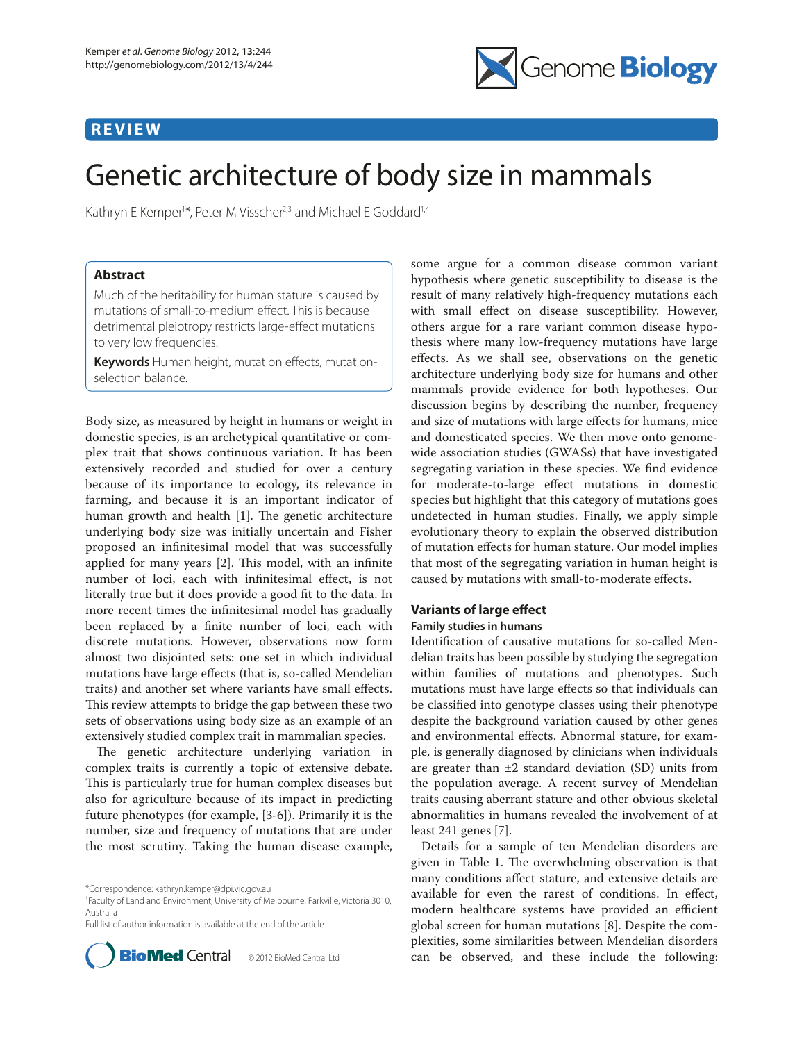REVIEW

# Genetic architecture of body size in mammals

Kathryn E Kemper[1]*, Peter M Visscher[2,3] and Michael E Goddard[1,4]

## Abstract

Much of the heritability for human stature is caused by mutations of small-to-medium effect. This is because detrimental pleiotropy restricts large-effect mutations to very low frequencies.

**Keywords** Human height, mutation effects, mutation-selection balance.

Body size, as measured by height in humans or weight in domestic species, is an archetypical quantitative or complex trait that shows continuous variation. It has been extensively recorded and studied for over a century because of its importance to ecology, its relevance in farming, and because it is an important indicator of human growth and health [1]. The genetic architecture underlying body size was initially uncertain and Fisher proposed an infinitesimal model that was successfully applied for many years [2]. This model, with an infinite number of loci, each with infinitesimal effect, is not literally true but it does provide a good fit to the data. In more recent times the infinitesimal model has gradually been replaced by a finite number of loci, each with discrete mutations. However, observations now form almost two disjointed sets: one set in which individual mutations have large effects (that is, so-called Mendelian traits) and another set where variants have small effects. This review attempts to bridge the gap between these two sets of observations using body size as an example of an extensively studied complex trait in mammalian species.

The genetic architecture underlying variation in complex traits is currently a topic of extensive debate. This is particularly true for human complex diseases but also for agriculture because of its impact in predicting future phenotypes (for example, [3-6]). Primarily it is the number, size and frequency of mutations that are under the most scrutiny. Taking the human disease example, some argue for a common disease common variant hypothesis where genetic susceptibility to disease is the result of many relatively high-frequency mutations each with small effect on disease susceptibility. However, others argue for a rare variant common disease hypothesis where many low-frequency mutations have large effects. As we shall see, observations on the genetic architecture underlying body size for humans and other mammals provide evidence for both hypotheses. Our discussion begins by describing the number, frequency and size of mutations with large effects for humans, mice and domesticated species. We then move onto genome-wide association studies (GWASs) that have investigated segregating variation in these species. We find evidence for moderate-to-large effect mutations in domestic species but highlight that this category of mutations goes undetected in human studies. Finally, we apply simple evolutionary theory to explain the observed distribution of mutation effects for human stature. Our model implies that most of the segregating variation in human height is caused by mutations with small-to-moderate effects.

## Variants of large effect

### Family studies in humans

Identification of causative mutations for so-called Mendelian traits has been possible by studying the segregation within families of mutations and phenotypes. Such mutations must have large effects so that individuals can be classified into genotype classes using their phenotype despite the background variation caused by other genes and environmental effects. Abnormal stature, for example, is generally diagnosed by clinicians when individuals are greater than ±2 standard deviation (SD) units from the population average. A recent survey of Mendelian traits causing aberrant stature and other obvious skeletal abnormalities in humans revealed the involvement of at least 241 genes [7].

Details for a sample of ten Mendelian disorders are given in Table 1. The overwhelming observation is that many conditions affect stature, and extensive details are available for even the rarest of conditions. In effect, modern healthcare systems have provided an efficient global screen for human mutations [8]. Despite the complexities, some similarities between Mendelian disorders can be observed, and these include the following:

*Correspondence: kathryn.kemper@dpi.vic.gov.au
[1]Faculty of Land and Environment, University of Melbourne, Parkville, Victoria 3010, Australia
Full list of author information is available at the end of the article

© 2012 BioMed Central Ltd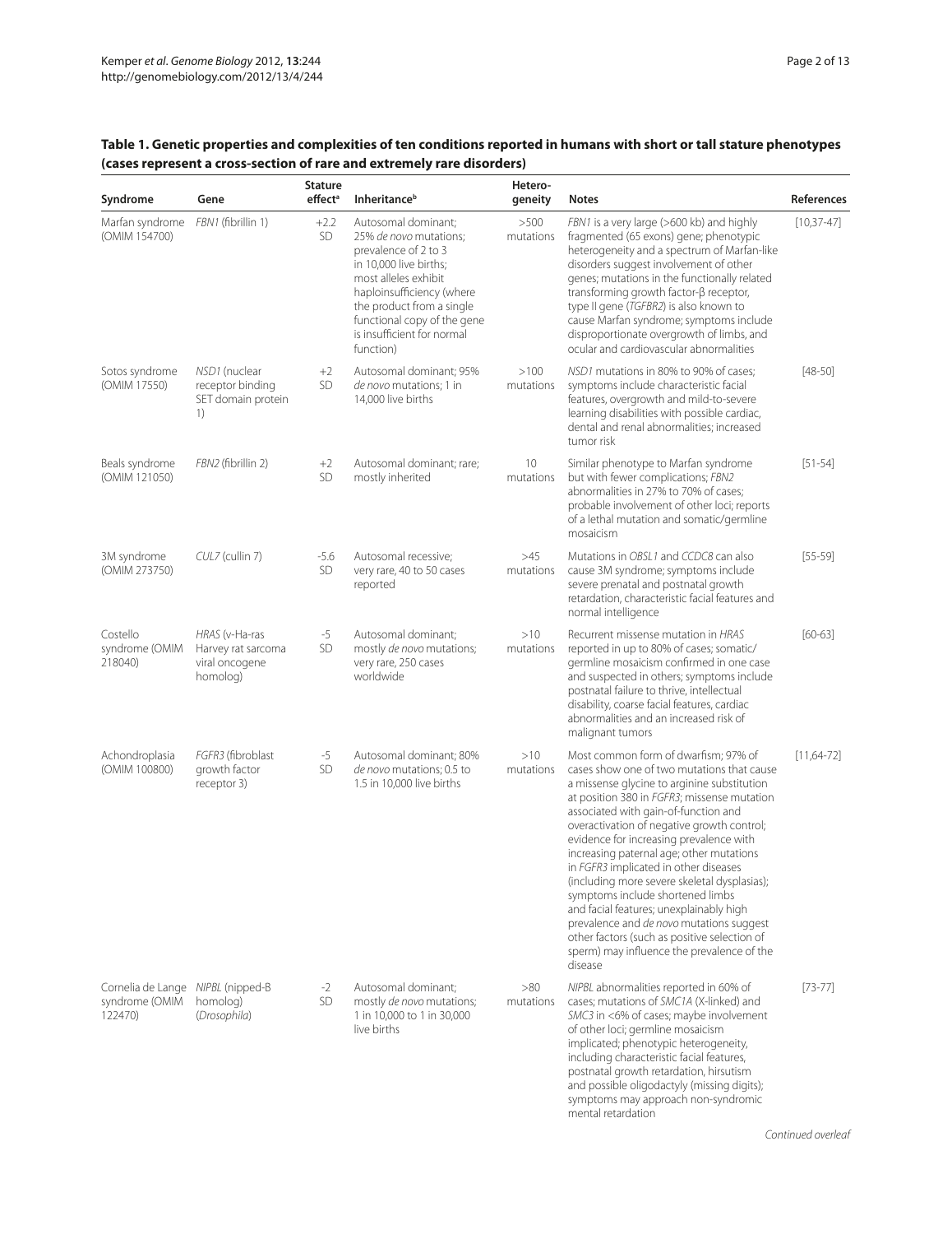**Table 1. Genetic properties and complexities of ten conditions reported in humans with short or tall stature phenotypes (cases represent a cross-section of rare and extremely rare disorders)**

| Syndrome | Gene | Stature effect[a] | Inheritance[b] | Hetero-geneity | Notes | References |
|---|---|---|---|---|---|---|
| Marfan syndrome (OMIM 154700) | *FBN1* (fibrillin 1) | +2.2 SD | Autosomal dominant; 25% *de novo* mutations; prevalence of 2 to 3 in 10,000 live births; most alleles exhibit haploinsufficiency (where the product from a single functional copy of the gene is insufficient for normal function) | >500 mutations | *FBN1* is a very large (>600 kb) and highly fragmented (65 exons) gene; phenotypic heterogeneity and a spectrum of Marfan-like disorders suggest involvement of other genes; mutations in the functionally related transforming growth factor-β receptor, type II gene (*TGFBR2*) is also known to cause Marfan syndrome; symptoms include disproportionate overgrowth of limbs, and ocular and cardiovascular abnormalities | [10,37-47] |
| Sotos syndrome (OMIM 17550) | *NSD1* (nuclear receptor binding SET domain protein 1) | +2 SD | Autosomal dominant; 95% *de novo* mutations; 1 in 14,000 live births | >100 mutations | *NSD1* mutations in 80% to 90% of cases; symptoms include characteristic facial features, overgrowth and mild-to-severe learning disabilities with possible cardiac, dental and renal abnormalities; increased tumor risk | [48-50] |
| Beals syndrome (OMIM 121050) | *FBN2* (fibrillin 2) | +2 SD | Autosomal dominant; rare; mostly inherited | 10 mutations | Similar phenotype to Marfan syndrome but with fewer complications; *FBN2* abnormalities in 27% to 70% of cases; probable involvement of other loci; reports of a lethal mutation and somatic/germline mosaicism | [51-54] |
| 3M syndrome (OMIM 273750) | *CUL7* (cullin 7) | -5.6 SD | Autosomal recessive; very rare, 40 to 50 cases reported | >45 mutations | Mutations in *OBSL1* and *CCDC8* can also cause 3M syndrome; symptoms include severe prenatal and postnatal growth retardation, characteristic facial features and normal intelligence | [55-59] |
| Costello syndrome (OMIM 218040) | *HRAS* (v-Ha-ras Harvey rat sarcoma viral oncogene homolog) | -5 SD | Autosomal dominant; mostly *de novo* mutations; very rare, 250 cases worldwide | >10 mutations | Recurrent missense mutation in *HRAS* reported in up to 80% of cases; somatic/germline mosaicism confirmed in one case and suspected in others; symptoms include postnatal failure to thrive, intellectual disability, coarse facial features, cardiac abnormalities and an increased risk of malignant tumors | [60-63] |
| Achondroplasia (OMIM 100800) | *FGFR3* (fibroblast growth factor receptor 3) | -5 SD | Autosomal dominant; 80% *de novo* mutations; 0.5 to 1.5 in 10,000 live births | >10 mutations | Most common form of dwarfism; 97% of cases show one of two mutations that cause a missense glycine to arginine substitution at position 380 in *FGFR3*; missense mutation associated with gain-of-function and overactivation of negative growth control; evidence for increasing prevalence with increasing paternal age; other mutations in *FGFR3* implicated in other diseases (including more severe skeletal dysplasias); symptoms include shortened limbs and facial features; unexplainably high prevalence and *de novo* mutations suggest other factors (such as positive selection of sperm) may influence the prevalence of the disease | [11,64-72] |
| Cornelia de Lange syndrome (OMIM 122470) | *NIPBL* (nipped-B homolog) (*Drosophila*) | -2 SD | Autosomal dominant; mostly *de novo* mutations; 1 in 10,000 to 1 in 30,000 live births | >80 mutations | *NIPBL* abnormalities reported in 60% of cases; mutations of *SMC1A* (X-linked) and *SMC3* in <6% of cases; maybe involvement of other loci; germline mosaicism implicated; phenotypic heterogeneity, including characteristic facial features, postnatal growth retardation, hirsutism and possible oligodactyly (missing digits); symptoms may approach non-syndromic mental retardation | [73-77] |

*Continued overleaf*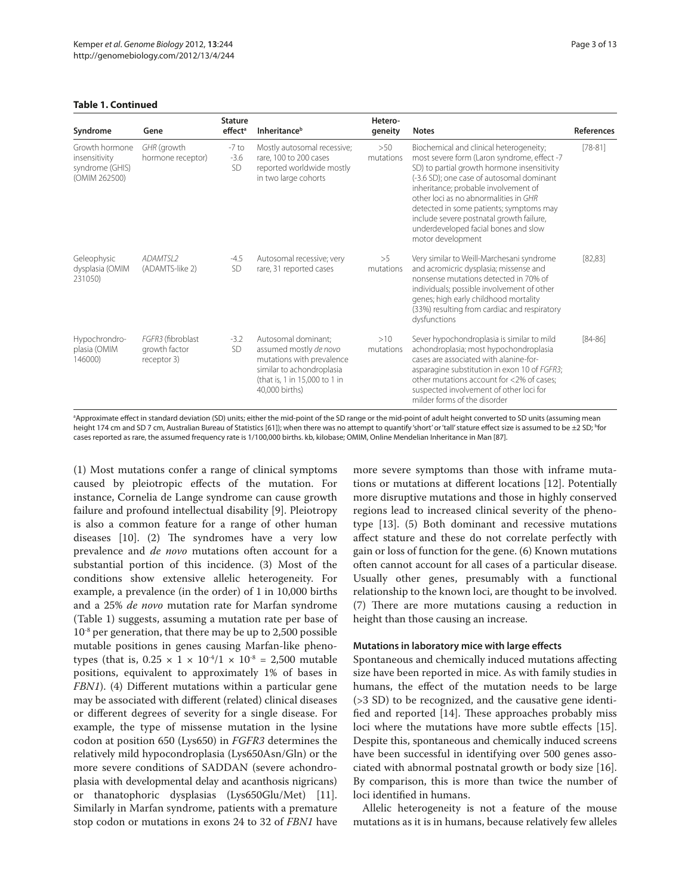**Table 1. Continued**

| Syndrome | Gene | Stature effect[a] | Inheritance[b] | Hetero-geneity | Notes | References |
|---|---|---|---|---|---|---|
| Growth hormone insensitivity syndrome (GHIS) (OMIM 262500) | *GHR* (growth hormone receptor) | -7 to -3.6 SD | Mostly autosomal recessive; rare, 100 to 200 cases reported worldwide mostly in two large cohorts | >50 mutations | Biochemical and clinical heterogeneity; most severe form (Laron syndrome, effect -7 SD) to partial growth hormone insensitivity (-3.6 SD); one case of autosomal dominant inheritance; probable involvement of other loci as no abnormalities in *GHR* detected in some patients; symptoms may include severe postnatal growth failure, underdeveloped facial bones and slow motor development | [78-81] |
| Geleophysic dysplasia (OMIM 231050) | *ADAMTSL2* (ADAMTS-like 2) | -4.5 SD | Autosomal recessive; very rare, 31 reported cases | >5 mutations | Very similar to Weill-Marchesani syndrome and acromicric dysplasia; missense and nonsense mutations detected in 70% of individuals; possible involvement of other genes; high early childhood mortality (33%) resulting from cardiac and respiratory dysfunctions | [82,83] |
| Hypochrondroplasia (OMIM 146000) | *FGFR3* (fibroblast growth factor receptor 3) | -3.2 SD | Autosomal dominant; assumed mostly *de novo* mutations with prevalence similar to achondroplasia (that is, 1 in 15,000 to 1 in 40,000 births) | >10 mutations | Sever hypochondroplasia is similar to mild achondroplasia; most hypochondroplasia cases are associated with alanine-for-asparagine substitution in exon 10 of *FGFR3*; other mutations account for <2% of cases; suspected involvement of other loci for milder forms of the disorder | [84-86] |

[a]Approximate effect in standard deviation (SD) units; either the mid-point of the SD range or the mid-point of adult height converted to SD units (assuming mean height 174 cm and SD 7 cm, Australian Bureau of Statistics [61]); when there was no attempt to quantify 'short' or 'tall' stature effect size is assumed to be ±2 SD; [b]for cases reported as rare, the assumed frequency rate is 1/100,000 births. kb, kilobase; OMIM, Online Mendelian Inheritance in Man [87].

(1) Most mutations confer a range of clinical symptoms caused by pleiotropic effects of the mutation. For instance, Cornelia de Lange syndrome can cause growth failure and profound intellectual disability [9]. Pleiotropy is also a common feature for a range of other human diseases [10]. (2) The syndromes have a very low prevalence and *de novo* mutations often account for a substantial portion of this incidence. (3) Most of the conditions show extensive allelic heterogeneity. For example, a prevalence (in the order) of 1 in 10,000 births and a 25% *de novo* mutation rate for Marfan syndrome (Table 1) suggests, assuming a mutation rate per base of $10^{-8}$ per generation, that there may be up to 2,500 possible mutable positions in genes causing Marfan-like phenotypes (that is, $0.25 \times 1 \times 10^{-4}/1 \times 10^{-8} = 2{,}500$ mutable positions, equivalent to approximately 1% of bases in *FBN1*). (4) Different mutations within a particular gene may be associated with different (related) clinical diseases or different degrees of severity for a single disease. For example, the type of missense mutation in the lysine codon at position 650 (Lys650) in *FGFR3* determines the relatively mild hypocondroplasia (Lys650Asn/Gln) or the more severe conditions of SADDAN (severe achondroplasia with developmental delay and acanthosis nigricans) or thanatophoric dysplasias (Lys650Glu/Met) [11]. Similarly in Marfan syndrome, patients with a premature stop codon or mutations in exons 24 to 32 of *FBN1* have more severe symptoms than those with inframe mutations or mutations at different locations [12]. Potentially more disruptive mutations and those in highly conserved regions lead to increased clinical severity of the phenotype [13]. (5) Both dominant and recessive mutations affect stature and these do not correlate perfectly with gain or loss of function for the gene. (6) Known mutations often cannot account for all cases of a particular disease. Usually other genes, presumably with a functional relationship to the known loci, are thought to be involved. (7) There are more mutations causing a reduction in height than those causing an increase.

#### Mutations in laboratory mice with large effects

Spontaneous and chemically induced mutations affecting size have been reported in mice. As with family studies in humans, the effect of the mutation needs to be large (>3 SD) to be recognized, and the causative gene identified and reported [14]. These approaches probably miss loci where the mutations have more subtle effects [15]. Despite this, spontaneous and chemically induced screens have been successful in identifying over 500 genes associated with abnormal postnatal growth or body size [16]. By comparison, this is more than twice the number of loci identified in humans.

Allelic heterogeneity is not a feature of the mouse mutations as it is in humans, because relatively few alleles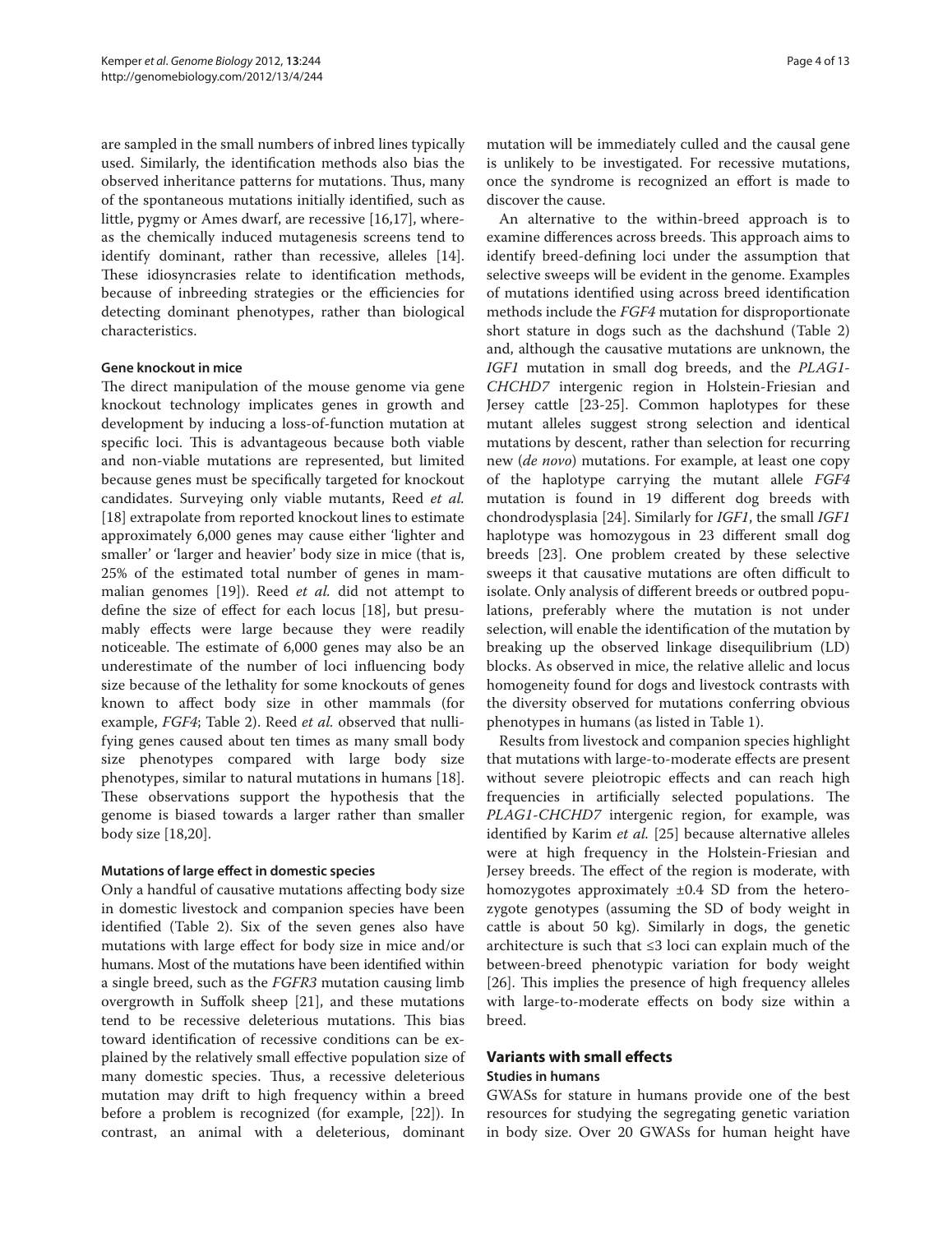are sampled in the small numbers of inbred lines typically used. Similarly, the identification methods also bias the observed inheritance patterns for mutations. Thus, many of the spontaneous mutations initially identified, such as little, pygmy or Ames dwarf, are recessive [16,17], whereas the chemically induced mutagenesis screens tend to identify dominant, rather than recessive, alleles [14]. These idiosyncrasies relate to identification methods, because of inbreeding strategies or the efficiencies for detecting dominant phenotypes, rather than biological characteristics.

#### Gene knockout in mice

The direct manipulation of the mouse genome via gene knockout technology implicates genes in growth and development by inducing a loss-of-function mutation at specific loci. This is advantageous because both viable and non-viable mutations are represented, but limited because genes must be specifically targeted for knockout candidates. Surveying only viable mutants, Reed *et al.* [18] extrapolate from reported knockout lines to estimate approximately 6,000 genes may cause either 'lighter and smaller' or 'larger and heavier' body size in mice (that is, 25% of the estimated total number of genes in mammalian genomes [19]). Reed *et al.* did not attempt to define the size of effect for each locus [18], but presumably effects were large because they were readily noticeable. The estimate of 6,000 genes may also be an underestimate of the number of loci influencing body size because of the lethality for some knockouts of genes known to affect body size in other mammals (for example, *FGF4*; Table 2). Reed *et al.* observed that nullifying genes caused about ten times as many small body size phenotypes compared with large body size phenotypes, similar to natural mutations in humans [18]. These observations support the hypothesis that the genome is biased towards a larger rather than smaller body size [18,20].

#### Mutations of large effect in domestic species

Only a handful of causative mutations affecting body size in domestic livestock and companion species have been identified (Table 2). Six of the seven genes also have mutations with large effect for body size in mice and/or humans. Most of the mutations have been identified within a single breed, such as the *FGFR3* mutation causing limb overgrowth in Suffolk sheep [21], and these mutations tend to be recessive deleterious mutations. This bias toward identification of recessive conditions can be explained by the relatively small effective population size of many domestic species. Thus, a recessive deleterious mutation may drift to high frequency within a breed before a problem is recognized (for example, [22]). In contrast, an animal with a deleterious, dominant mutation will be immediately culled and the causal gene is unlikely to be investigated. For recessive mutations, once the syndrome is recognized an effort is made to discover the cause.

An alternative to the within-breed approach is to examine differences across breeds. This approach aims to identify breed-defining loci under the assumption that selective sweeps will be evident in the genome. Examples of mutations identified using across breed identification methods include the *FGF4* mutation for disproportionate short stature in dogs such as the dachshund (Table 2) and, although the causative mutations are unknown, the *IGF1* mutation in small dog breeds, and the *PLAG1-CHCHD7* intergenic region in Holstein-Friesian and Jersey cattle [23-25]. Common haplotypes for these mutant alleles suggest strong selection and identical mutations by descent, rather than selection for recurring new (*de novo*) mutations. For example, at least one copy of the haplotype carrying the mutant allele *FGF4* mutation is found in 19 different dog breeds with chondrodysplasia [24]. Similarly for *IGF1*, the small *IGF1* haplotype was homozygous in 23 different small dog breeds [23]. One problem created by these selective sweeps it that causative mutations are often difficult to isolate. Only analysis of different breeds or outbred populations, preferably where the mutation is not under selection, will enable the identification of the mutation by breaking up the observed linkage disequilibrium (LD) blocks. As observed in mice, the relative allelic and locus homogeneity found for dogs and livestock contrasts with the diversity observed for mutations conferring obvious phenotypes in humans (as listed in Table 1).

Results from livestock and companion species highlight that mutations with large-to-moderate effects are present without severe pleiotropic effects and can reach high frequencies in artificially selected populations. The *PLAG1-CHCHD7* intergenic region, for example, was identified by Karim *et al.* [25] because alternative alleles were at high frequency in the Holstein-Friesian and Jersey breeds. The effect of the region is moderate, with homozygotes approximately ±0.4 SD from the heterozygote genotypes (assuming the SD of body weight in cattle is about 50 kg). Similarly in dogs, the genetic architecture is such that ≤3 loci can explain much of the between-breed phenotypic variation for body weight [26]. This implies the presence of high frequency alleles with large-to-moderate effects on body size within a breed.

## Variants with small effects

#### Studies in humans

GWASs for stature in humans provide one of the best resources for studying the segregating genetic variation in body size. Over 20 GWASs for human height have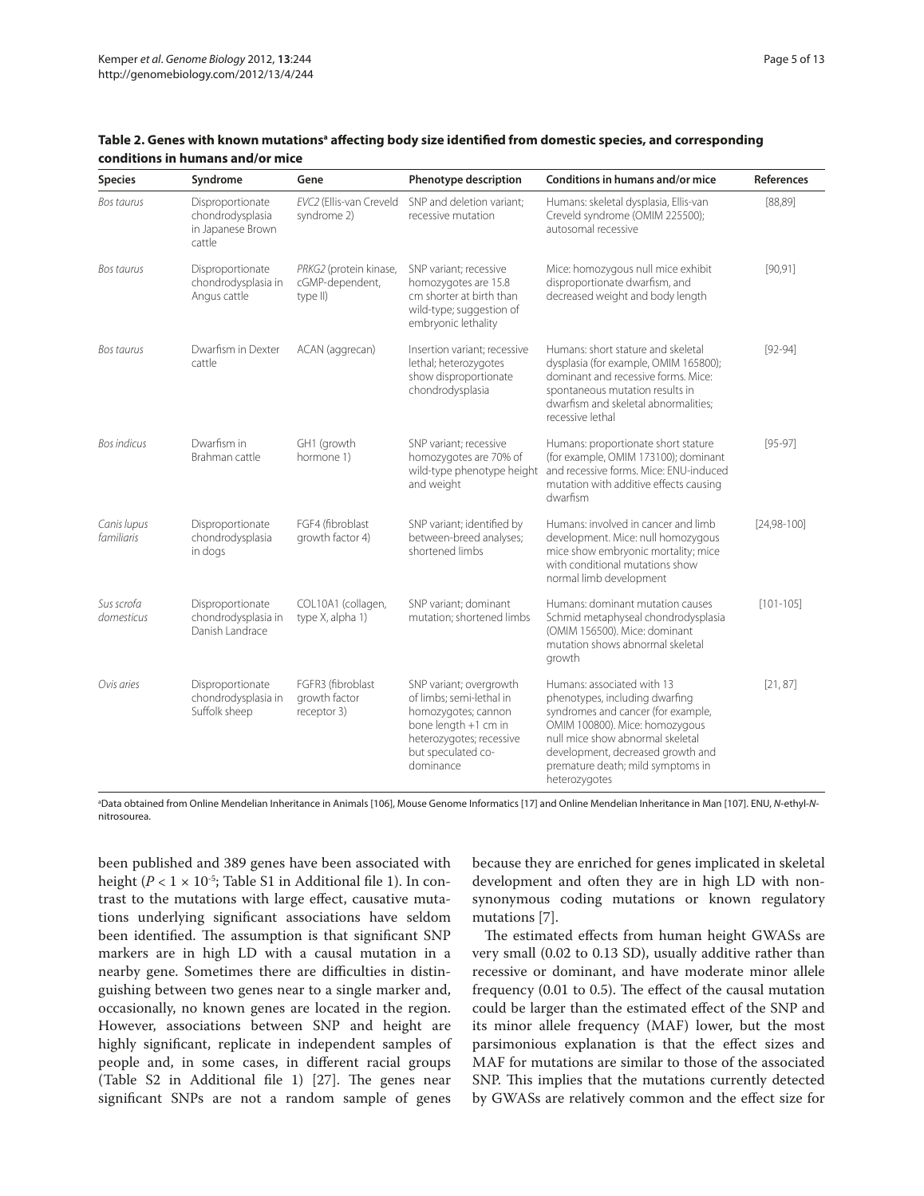**Table 2. Genes with known mutations[a] affecting body size identified from domestic species, and corresponding conditions in humans and/or mice**

| Species | Syndrome | Gene | Phenotype description | Conditions in humans and/or mice | References |
|---|---|---|---|---|---|
| *Bos taurus* | Disproportionate chondrodysplasia in Japanese Brown cattle | *EVC2* (Ellis-van Creveld syndrome 2) | SNP and deletion variant; recessive mutation | Humans: skeletal dysplasia, Ellis-van Creveld syndrome (OMIM 225500); autosomal recessive | [88,89] |
| *Bos taurus* | Disproportionate chondrodysplasia in Angus cattle | *PRKG2* (protein kinase, cGMP-dependent, type II) | SNP variant; recessive homozygotes are 15.8 cm shorter at birth than wild-type; suggestion of embryonic lethality | Mice: homozygous null mice exhibit disproportionate dwarfism, and decreased weight and body length | [90,91] |
| *Bos taurus* | Dwarfism in Dexter cattle | ACAN (aggrecan) | Insertion variant; recessive lethal; heterozygotes show disproportionate chondrodysplasia | Humans: short stature and skeletal dysplasia (for example, OMIM 165800); dominant and recessive forms. Mice: spontaneous mutation results in dwarfism and skeletal abnormalities; recessive lethal | [92-94] |
| *Bos indicus* | Dwarfism in Brahman cattle | GH1 (growth hormone 1) | SNP variant; recessive homozygotes are 70% of wild-type phenotype height and weight | Humans: proportionate short stature (for example, OMIM 173100); dominant and recessive forms. Mice: ENU-induced mutation with additive effects causing dwarfism | [95-97] |
| *Canis lupus familiaris* | Disproportionate chondrodysplasia in dogs | FGF4 (fibroblast growth factor 4) | SNP variant; identified by between-breed analyses; shortened limbs | Humans: involved in cancer and limb development. Mice: null homozygous mice show embryonic mortality; mice with conditional mutations show normal limb development | [24,98-100] |
| *Sus scrofa domesticus* | Disproportionate chondrodysplasia in Danish Landrace | COL10A1 (collagen, type X, alpha 1) | SNP variant; dominant mutation; shortened limbs | Humans: dominant mutation causes Schmid metaphyseal chondrodysplasia (OMIM 156500). Mice: dominant mutation shows abnormal skeletal growth | [101-105] |
| *Ovis aries* | Disproportionate chondrodysplasia in Suffolk sheep | FGFR3 (fibroblast growth factor receptor 3) | SNP variant; overgrowth of limbs; semi-lethal in homozygotes; cannon bone length +1 cm in heterozygotes; recessive but speculated co-dominance | Humans: associated with 13 phenotypes, including dwarfing syndromes and cancer (for example, OMIM 100800). Mice: homozygous null mice show abnormal skeletal development, decreased growth and premature death; mild symptoms in heterozygotes | [21, 87] |

[a]Data obtained from Online Mendelian Inheritance in Animals [106], Mouse Genome Informatics [17] and Online Mendelian Inheritance in Man [107]. ENU, *N*-ethyl-*N*-nitrosourea.

been published and 389 genes have been associated with height ($P < 1 \times 10^{-5}$; Table S1 in Additional file 1). In contrast to the mutations with large effect, causative mutations underlying significant associations have seldom been identified. The assumption is that significant SNP markers are in high LD with a causal mutation in a nearby gene. Sometimes there are difficulties in distinguishing between two genes near to a single marker and, occasionally, no known genes are located in the region. However, associations between SNP and height are highly significant, replicate in independent samples of people and, in some cases, in different racial groups (Table S2 in Additional file 1) [27]. The genes near significant SNPs are not a random sample of genes because they are enriched for genes implicated in skeletal development and often they are in high LD with non-synonymous coding mutations or known regulatory mutations [7].

The estimated effects from human height GWASs are very small (0.02 to 0.13 SD), usually additive rather than recessive or dominant, and have moderate minor allele frequency (0.01 to 0.5). The effect of the causal mutation could be larger than the estimated effect of the SNP and its minor allele frequency (MAF) lower, but the most parsimonious explanation is that the effect sizes and MAF for mutations are similar to those of the associated SNP. This implies that the mutations currently detected by GWASs are relatively common and the effect size for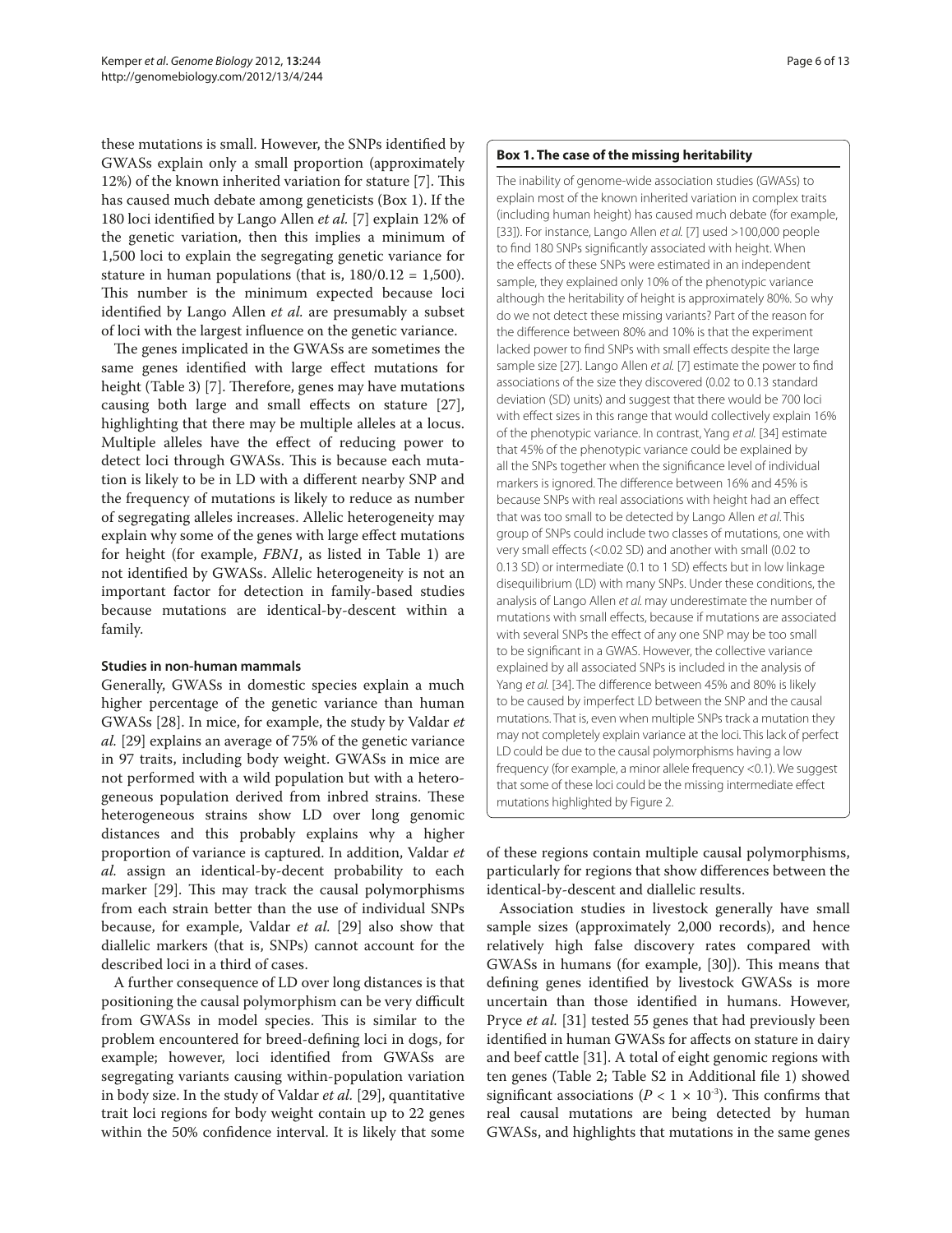these mutations is small. However, the SNPs identified by GWASs explain only a small proportion (approximately 12%) of the known inherited variation for stature [7]. This has caused much debate among geneticists (Box 1). If the 180 loci identified by Lango Allen *et al.* [7] explain 12% of the genetic variation, then this implies a minimum of 1,500 loci to explain the segregating genetic variance for stature in human populations (that is, $180/0.12 = 1,500$). This number is the minimum expected because loci identified by Lango Allen *et al.* are presumably a subset of loci with the largest influence on the genetic variance.

The genes implicated in the GWASs are sometimes the same genes identified with large effect mutations for height (Table 3) [7]. Therefore, genes may have mutations causing both large and small effects on stature [27], highlighting that there may be multiple alleles at a locus. Multiple alleles have the effect of reducing power to detect loci through GWASs. This is because each mutation is likely to be in LD with a different nearby SNP and the frequency of mutations is likely to reduce as number of segregating alleles increases. Allelic heterogeneity may explain why some of the genes with large effect mutations for height (for example, *FBN1*, as listed in Table 1) are not identified by GWASs. Allelic heterogeneity is not an important factor for detection in family-based studies because mutations are identical-by-descent within a family.

> **Box 1. The case of the missing heritability**
>
> The inability of genome-wide association studies (GWASs) to explain most of the known inherited variation in complex traits (including human height) has caused much debate (for example, [33]). For instance, Lango Allen *et al.* [7] used >100,000 people to find 180 SNPs significantly associated with height. When the effects of these SNPs were estimated in an independent sample, they explained only 10% of the phenotypic variance although the heritability of height is approximately 80%. So why do we not detect these missing variants? Part of the reason for the difference between 80% and 10% is that the experiment lacked power to find SNPs with small effects despite the large sample size [27]. Lango Allen *et al.* [7] estimate the power to find associations of the size they discovered (0.02 to 0.13 standard deviation (SD) units) and suggest that there would be 700 loci with effect sizes in this range that would collectively explain 16% of the phenotypic variance. In contrast, Yang *et al.* [34] estimate that 45% of the phenotypic variance could be explained by all the SNPs together when the significance level of individual markers is ignored. The difference between 16% and 45% is because SNPs with real associations with height had an effect that was too small to be detected by Lango Allen *et al*. This group of SNPs could include two classes of mutations, one with very small effects (<0.02 SD) and another with small (0.02 to 0.13 SD) or intermediate (0.1 to 1 SD) effects but in low linkage disequilibrium (LD) with many SNPs. Under these conditions, the analysis of Lango Allen *et al.* may underestimate the number of mutations with small effects, because if mutations are associated with several SNPs the effect of any one SNP may be too small to be significant in a GWAS. However, the collective variance explained by all associated SNPs is included in the analysis of Yang *et al.* [34]. The difference between 45% and 80% is likely to be caused by imperfect LD between the SNP and the causal mutations. That is, even when multiple SNPs track a mutation they may not completely explain variance at the loci. This lack of perfect LD could be due to the causal polymorphisms having a low frequency (for example, a minor allele frequency <0.1). We suggest that some of these loci could be the missing intermediate effect mutations highlighted by Figure 2.

### Studies in non-human mammals

Generally, GWASs in domestic species explain a much higher percentage of the genetic variance than human GWASs [28]. In mice, for example, the study by Valdar *et al.* [29] explains an average of 75% of the genetic variance in 97 traits, including body weight. GWASs in mice are not performed with a wild population but with a heterogeneous population derived from inbred strains. These heterogeneous strains show LD over long genomic distances and this probably explains why a higher proportion of variance is captured. In addition, Valdar *et al.* assign an identical-by-decent probability to each marker [29]. This may track the causal polymorphisms from each strain better than the use of individual SNPs because, for example, Valdar *et al.* [29] also show that diallelic markers (that is, SNPs) cannot account for the described loci in a third of cases.

A further consequence of LD over long distances is that positioning the causal polymorphism can be very difficult from GWASs in model species. This is similar to the problem encountered for breed-defining loci in dogs, for example; however, loci identified from GWASs are segregating variants causing within-population variation in body size. In the study of Valdar *et al.* [29], quantitative trait loci regions for body weight contain up to 22 genes within the 50% confidence interval. It is likely that some of these regions contain multiple causal polymorphisms, particularly for regions that show differences between the identical-by-descent and diallelic results.

Association studies in livestock generally have small sample sizes (approximately 2,000 records), and hence relatively high false discovery rates compared with GWASs in humans (for example, [30]). This means that defining genes identified by livestock GWASs is more uncertain than those identified in humans. However, Pryce *et al.* [31] tested 55 genes that had previously been identified in human GWASs for affects on stature in dairy and beef cattle [31]. A total of eight genomic regions with ten genes (Table 2; Table S2 in Additional file 1) showed significant associations ($P < 1 \times 10^{-3}$). This confirms that real causal mutations are being detected by human GWASs, and highlights that mutations in the same genes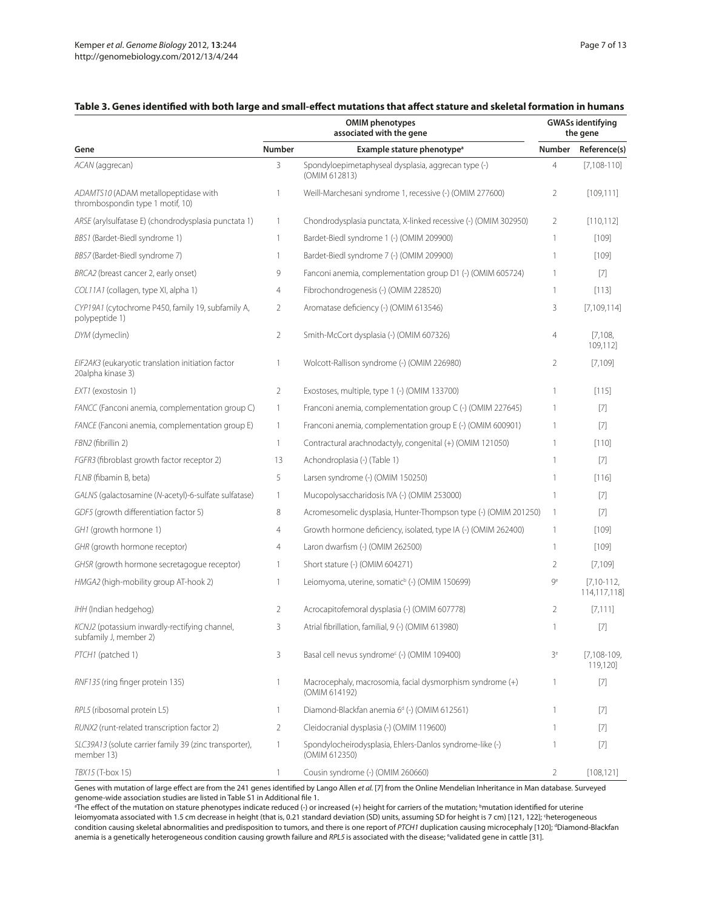**Table 3. Genes identified with both large and small-effect mutations that affect stature and skeletal formation in humans**

| Gene | OMIM phenotypes associated with the gene | | GWASs identifying the gene | |
|---|---|---|---|---|
| | Number | Example stature phenotype[a] | Number | Reference(s) |
| *ACAN* (aggrecan) | 3 | Spondyloepimetaphyseal dysplasia, aggrecan type (-) (OMIM 612813) | 4 | [7,108-110] |
| *ADAMTS10* (ADAM metallopeptidase with thrombospondin type 1 motif, 10) | 1 | Weill-Marchesani syndrome 1, recessive (-) (OMIM 277600) | 2 | [109,111] |
| *ARSE* (arylsulfatase E) (chondrodysplasia punctata 1) | 1 | Chondrodysplasia punctata, X-linked recessive (-) (OMIM 302950) | 2 | [110,112] |
| *BBS1* (Bardet-Biedl syndrome 1) | 1 | Bardet-Biedl syndrome 1 (-) (OMIM 209900) | 1 | [109] |
| *BBS7* (Bardet-Biedl syndrome 7) | 1 | Bardet-Biedl syndrome 7 (-) (OMIM 209900) | 1 | [109] |
| *BRCA2* (breast cancer 2, early onset) | 9 | Fanconi anemia, complementation group D1 (-) (OMIM 605724) | 1 | [7] |
| *COL11A1* (collagen, type XI, alpha 1) | 4 | Fibrochondrogenesis (-) (OMIM 228520) | 1 | [113] |
| *CYP19A1* (cytochrome P450, family 19, subfamily A, polypeptide 1) | 2 | Aromatase deficiency (-) (OMIM 613546) | 3 | [7,109,114] |
| *DYM* (dymeclin) | 2 | Smith-McCort dysplasia (-) (OMIM 607326) | 4 | [7,108, 109,112] |
| *EIF2AK3* (eukaryotic translation initiation factor 20alpha kinase 3) | 1 | Wolcott-Rallison syndrome (-) (OMIM 226980) | 2 | [7,109] |
| *EXT1* (exostosin 1) | 2 | Exostoses, multiple, type 1 (-) (OMIM 133700) | 1 | [115] |
| *FANCC* (Fanconi anemia, complementation group C) | 1 | Franconi anemia, complementation group C (-) (OMIM 227645) | 1 | [7] |
| *FANCE* (Fanconi anemia, complementation group E) | 1 | Franconi anemia, complementation group E (-) (OMIM 600901) | 1 | [7] |
| *FBN2* (fibrillin 2) | 1 | Contractural arachnodactyly, congenital (+) (OMIM 121050) | 1 | [110] |
| *FGFR3* (fibroblast growth factor receptor 2) | 13 | Achondroplasia (-) (Table 1) | 1 | [7] |
| *FLNB* (fibamin B, beta) | 5 | Larsen syndrome (-) (OMIM 150250) | 1 | [116] |
| *GALNS* (galactosamine (*N*-acetyl)-6-sulfate sulfatase) | 1 | Mucopolysaccharidosis IVA (-) (OMIM 253000) | 1 | [7] |
| *GDF5* (growth differentiation factor 5) | 8 | Acromesomelic dysplasia, Hunter-Thompson type (-) (OMIM 201250) | 1 | [7] |
| *GH1* (growth hormone 1) | 4 | Growth hormone deficiency, isolated, type IA (-) (OMIM 262400) | 1 | [109] |
| *GHR* (growth hormone receptor) | 4 | Laron dwarfism (-) (OMIM 262500) | 1 | [109] |
| *GHSR* (growth hormone secretagogue receptor) | 1 | Short stature (-) (OMIM 604271) | 2 | [7,109] |
| *HMGA2* (high-mobility group AT-hook 2) | 1 | Leiomyoma, uterine, somatic[b] (-) (OMIM 150699) | 9[e] | [7,10-112, 114,117,118] |
| *IHH* (Indian hedgehog) | 2 | Acrocapitofemoral dysplasia (-) (OMIM 607778) | 2 | [7,111] |
| *KCNJ2* (potassium inwardly-rectifying channel, subfamily J, member 2) | 3 | Atrial fibrillation, familial, 9 (-) (OMIM 613980) | 1 | [7] |
| *PTCH1* (patched 1) | 3 | Basal cell nevus syndrome[c] (-) (OMIM 109400) | 3[e] | [7,108-109, 119,120] |
| *RNF135* (ring finger protein 135) | 1 | Macrocephaly, macrosomia, facial dysmorphism syndrome (+) (OMIM 614192) | 1 | [7] |
| *RPL5* (ribosomal protein L5) | 1 | Diamond-Blackfan anemia 6[d] (-) (OMIM 612561) | 1 | [7] |
| *RUNX2* (runt-related transcription factor 2) | 2 | Cleidocranial dysplasia (-) (OMIM 119600) | 1 | [7] |
| *SLC39A13* (solute carrier family 39 (zinc transporter), member 13) | 1 | Spondylocheirodysplasia, Ehlers-Danlos syndrome-like (-) (OMIM 612350) | 1 | [7] |
| *TBX15* (T-box 15) | 1 | Cousin syndrome (-) (OMIM 260660) | 2 | [108,121] |

Genes with mutation of large effect are from the 241 genes identified by Lango Allen *et al.* [7] from the Online Mendelian Inheritance in Man database. Surveyed genome-wide association studies are listed in Table S1 in Additional file 1.
[a]The effect of the mutation on stature phenotypes indicate reduced (-) or increased (+) height for carriers of the mutation; [b]mutation identified for uterine leiomyomata associated with 1.5 cm decrease in height (that is, 0.21 standard deviation (SD) units, assuming SD for height is 7 cm) [121, 122]; [c]heterogeneous condition causing skeletal abnormalities and predisposition to tumors, and there is one report of *PTCH1* duplication causing microcephaly [120]; [d]Diamond-Blackfan anemia is a genetically heterogeneous condition causing growth failure and *RPL5* is associated with the disease; [e]validated gene in cattle [31].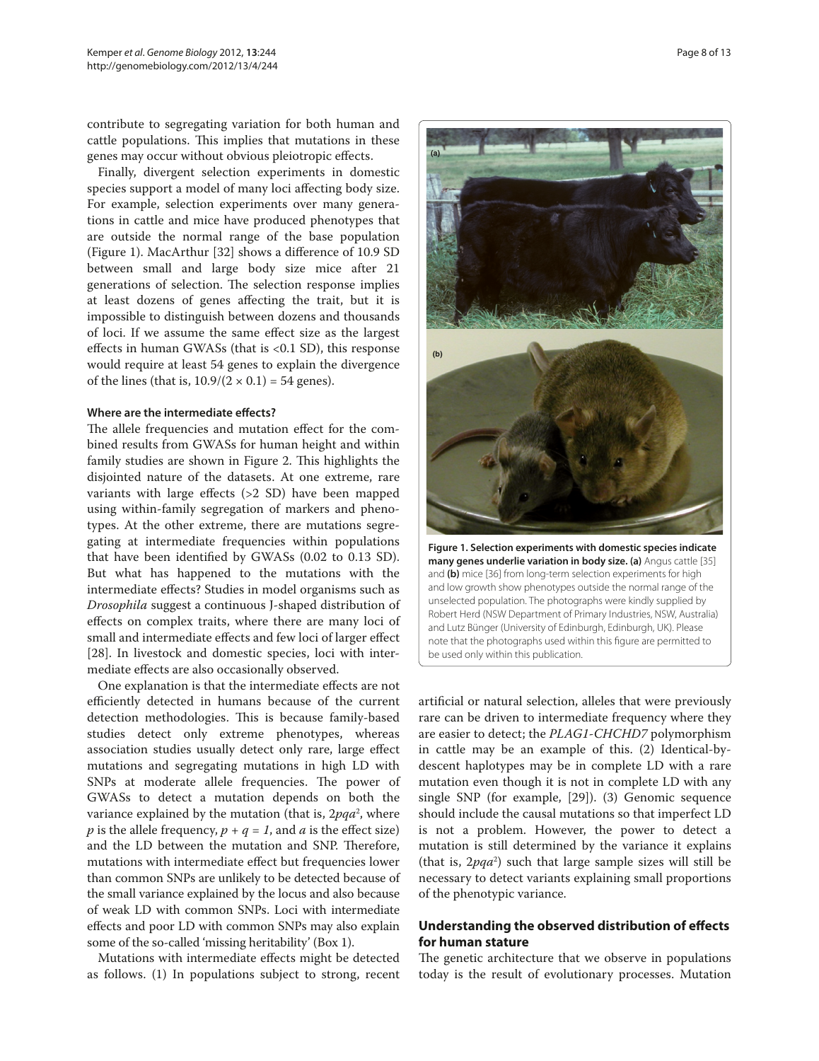contribute to segregating variation for both human and cattle populations. This implies that mutations in these genes may occur without obvious pleiotropic effects.

Finally, divergent selection experiments in domestic species support a model of many loci affecting body size. For example, selection experiments over many generations in cattle and mice have produced phenotypes that are outside the normal range of the base population (Figure 1). MacArthur [32] shows a difference of 10.9 SD between small and large body size mice after 21 generations of selection. The selection response implies at least dozens of genes affecting the trait, but it is impossible to distinguish between dozens and thousands of loci. If we assume the same effect size as the largest effects in human GWASs (that is <0.1 SD), this response would require at least 54 genes to explain the divergence of the lines (that is, $10.9/(2 \times 0.1) = 54$ genes).

#### Where are the intermediate effects?

The allele frequencies and mutation effect for the combined results from GWASs for human height and within family studies are shown in Figure 2. This highlights the disjointed nature of the datasets. At one extreme, rare variants with large effects (>2 SD) have been mapped using within-family segregation of markers and phenotypes. At the other extreme, there are mutations segregating at intermediate frequencies within populations that have been identified by GWASs (0.02 to 0.13 SD). But what has happened to the mutations with the intermediate effects? Studies in model organisms such as *Drosophila* suggest a continuous J-shaped distribution of effects on complex traits, where there are many loci of small and intermediate effects and few loci of larger effect [28]. In livestock and domestic species, loci with intermediate effects are also occasionally observed.

One explanation is that the intermediate effects are not efficiently detected in humans because of the current detection methodologies. This is because family-based studies detect only extreme phenotypes, whereas association studies usually detect only rare, large effect mutations and segregating mutations in high LD with SNPs at moderate allele frequencies. The power of GWASs to detect a mutation depends on both the variance explained by the mutation (that is, $2pqa^2$, where $p$ is the allele frequency, $p + q = 1$, and $a$ is the effect size) and the LD between the mutation and SNP. Therefore, mutations with intermediate effect but frequencies lower than common SNPs are unlikely to be detected because of the small variance explained by the locus and also because of weak LD with common SNPs. Loci with intermediate effects and poor LD with common SNPs may also explain some of the so-called 'missing heritability' (Box 1).

Mutations with intermediate effects might be detected as follows. (1) In populations subject to strong, recent artificial or natural selection, alleles that were previously rare can be driven to intermediate frequency where they are easier to detect; the *PLAG1-CHCHD7* polymorphism in cattle may be an example of this. (2) Identical-by-descent haplotypes may be in complete LD with a rare mutation even though it is not in complete LD with any single SNP (for example, [29]). (3) Genomic sequence should include the causal mutations so that imperfect LD is not a problem. However, the power to detect a mutation is still determined by the variance it explains (that is, $2pqa^2$) such that large sample sizes will still be necessary to detect variants explaining small proportions of the phenotypic variance.

**Figure 1. Selection experiments with domestic species indicate many genes underlie variation in body size. (a)** Angus cattle [35] and **(b)** mice [36] from long-term selection experiments for high and low growth show phenotypes outside the normal range of the unselected population. The photographs were kindly supplied by Robert Herd (NSW Department of Primary Industries, NSW, Australia) and Lutz Bünger (University of Edinburgh, Edinburgh, UK). Please note that the photographs used within this figure are permitted to be used only within this publication.

### Understanding the observed distribution of effects for human stature

The genetic architecture that we observe in populations today is the result of evolutionary processes. Mutation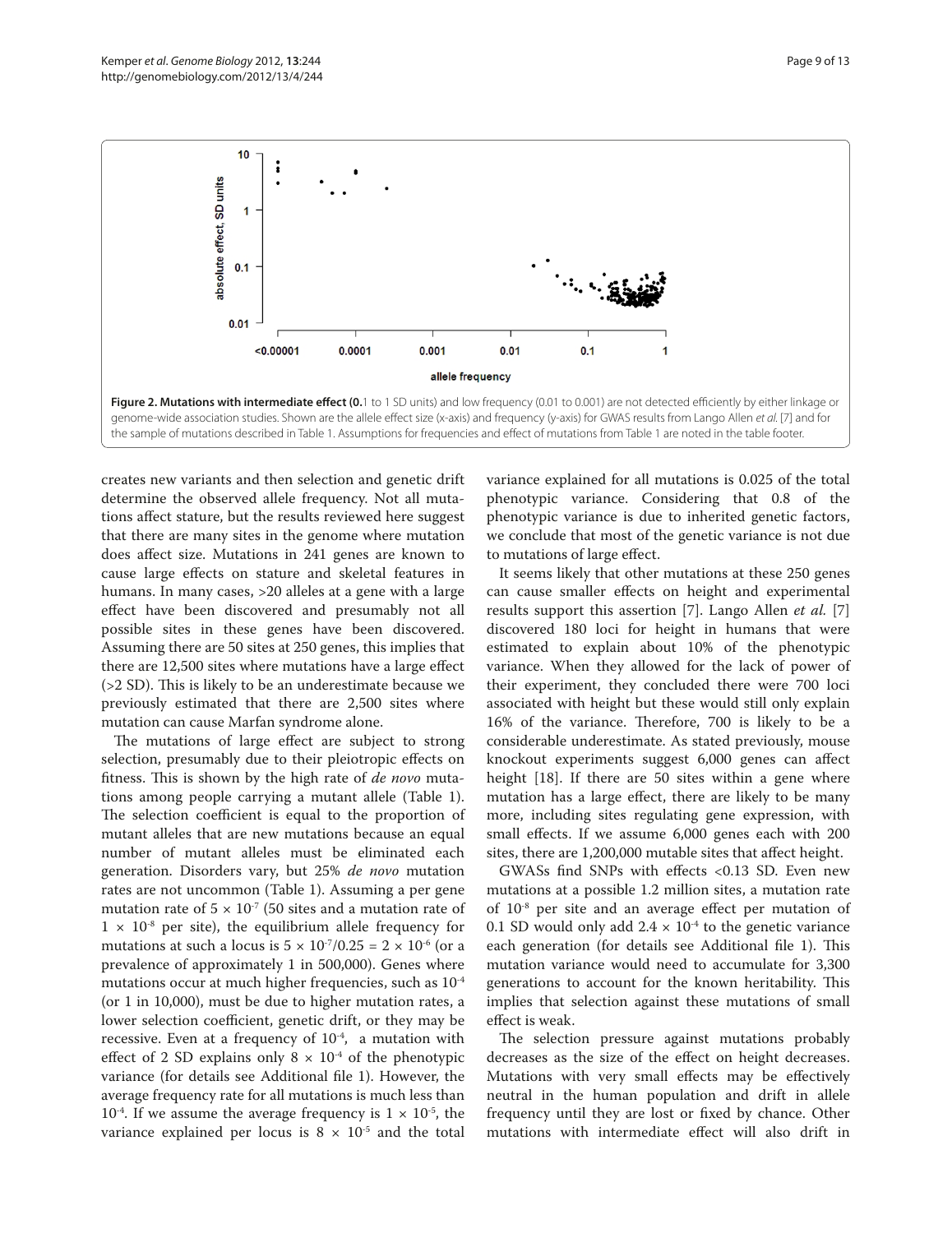**Figure 2. Mutations with intermediate effect (0.**1 to 1 SD units) and low frequency (0.01 to 0.001) are not detected efficiently by either linkage or genome-wide association studies. Shown are the allele effect size (x-axis) and frequency (y-axis) for GWAS results from Lango Allen *et al.* [7] and for the sample of mutations described in Table 1. Assumptions for frequencies and effect of mutations from Table 1 are noted in the table footer.

creates new variants and then selection and genetic drift determine the observed allele frequency. Not all mutations affect stature, but the results reviewed here suggest that there are many sites in the genome where mutation does affect size. Mutations in 241 genes are known to cause large effects on stature and skeletal features in humans. In many cases, >20 alleles at a gene with a large effect have been discovered and presumably not all possible sites in these genes have been discovered. Assuming there are 50 sites at 250 genes, this implies that there are 12,500 sites where mutations have a large effect (>2 SD). This is likely to be an underestimate because we previously estimated that there are 2,500 sites where mutation can cause Marfan syndrome alone.

The mutations of large effect are subject to strong selection, presumably due to their pleiotropic effects on fitness. This is shown by the high rate of *de novo* mutations among people carrying a mutant allele (Table 1). The selection coefficient is equal to the proportion of mutant alleles that are new mutations because an equal number of mutant alleles must be eliminated each generation. Disorders vary, but 25% *de novo* mutation rates are not uncommon (Table 1). Assuming a per gene mutation rate of $5 \times 10^{-7}$ (50 sites and a mutation rate of $1 \times 10^{-8}$ per site), the equilibrium allele frequency for mutations at such a locus is $5 \times 10^{-7}/0.25 = 2 \times 10^{-6}$ (or a prevalence of approximately 1 in 500,000). Genes where mutations occur at much higher frequencies, such as $10^{-4}$ (or 1 in 10,000), must be due to higher mutation rates, a lower selection coefficient, genetic drift, or they may be recessive. Even at a frequency of $10^{-4}$, a mutation with effect of 2 SD explains only $8 \times 10^{-4}$ of the phenotypic variance (for details see Additional file 1). However, the average frequency rate for all mutations is much less than $10^{-4}$. If we assume the average frequency is $1 \times 10^{-5}$, the variance explained per locus is $8 \times 10^{-5}$ and the total variance explained for all mutations is 0.025 of the total phenotypic variance. Considering that 0.8 of the phenotypic variance is due to inherited genetic factors, we conclude that most of the genetic variance is not due to mutations of large effect.

It seems likely that other mutations at these 250 genes can cause smaller effects on height and experimental results support this assertion [7]. Lango Allen *et al.* [7] discovered 180 loci for height in humans that were estimated to explain about 10% of the phenotypic variance. When they allowed for the lack of power of their experiment, they concluded there were 700 loci associated with height but these would still only explain 16% of the variance. Therefore, 700 is likely to be a considerable underestimate. As stated previously, mouse knockout experiments suggest 6,000 genes can affect height [18]. If there are 50 sites within a gene where mutation has a large effect, there are likely to be many more, including sites regulating gene expression, with small effects. If we assume 6,000 genes each with 200 sites, there are 1,200,000 mutable sites that affect height.

GWASs find SNPs with effects <0.13 SD. Even new mutations at a possible 1.2 million sites, a mutation rate of $10^{-8}$ per site and an average effect per mutation of 0.1 SD would only add $2.4 \times 10^{-4}$ to the genetic variance each generation (for details see Additional file 1). This mutation variance would need to accumulate for 3,300 generations to account for the known heritability. This implies that selection against these mutations of small effect is weak.

The selection pressure against mutations probably decreases as the size of the effect on height decreases. Mutations with very small effects may be effectively neutral in the human population and drift in allele frequency until they are lost or fixed by chance. Other mutations with intermediate effect will also drift in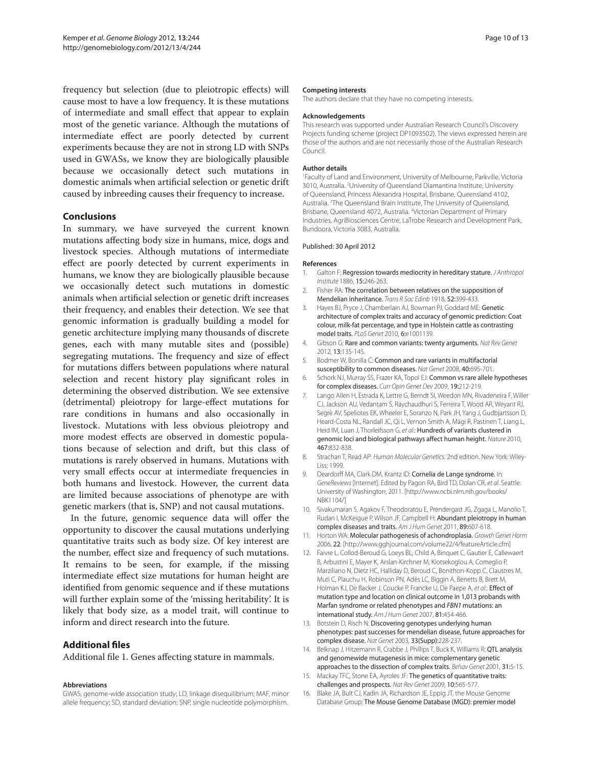frequency but selection (due to pleiotropic effects) will cause most to have a low frequency. It is these mutations of intermediate and small effect that appear to explain most of the genetic variance. Although the mutations of intermediate effect are poorly detected by current experiments because they are not in strong LD with SNPs used in GWASs, we know they are biologically plausible because we occasionally detect such mutations in domestic animals when artificial selection or genetic drift caused by inbreeding causes their frequency to increase.

## Conclusions

In summary, we have surveyed the current known mutations affecting body size in humans, mice, dogs and livestock species. Although mutations of intermediate effect are poorly detected by current experiments in humans, we know they are biologically plausible because we occasionally detect such mutations in domestic animals when artificial selection or genetic drift increases their frequency, and enables their detection. We see that genomic information is gradually building a model for genetic architecture implying many thousands of discrete genes, each with many mutable sites and (possible) segregating mutations. The frequency and size of effect for mutations differs between populations where natural selection and recent history play significant roles in determining the observed distribution. We see extensive (detrimental) pleiotropy for large-effect mutations for rare conditions in humans and also occasionally in livestock. Mutations with less obvious pleiotropy and more modest effects are observed in domestic populations because of selection and drift, but this class of mutations is rarely observed in humans. Mutations with very small effects occur at intermediate frequencies in both humans and livestock. However, the current data are limited because associations of phenotype are with genetic markers (that is, SNP) and not causal mutations.

In the future, genomic sequence data will offer the opportunity to discover the causal mutations underlying quantitative traits such as body size. Of key interest are the number, effect size and frequency of such mutations. It remains to be seen, for example, if the missing intermediate effect size mutations for human height are identified from genomic sequence and if these mutations will further explain some of the 'missing heritability'. It is likely that body size, as a model trait, will continue to inform and direct research into the future.

## Additional files

Additional file 1. Genes affecting stature in mammals.

#### Abbreviations

GWAS, genome-wide association study; LD, linkage disequilibrium; MAF, minor allele frequency; SD, standard deviation; SNP, single nucleotide polymorphism.

#### Competing interests

The authors declare that they have no competing interests.

#### Acknowledgements

This research was supported under Australian Research Council's Discovery Projects funding scheme (project DP1093502). The views expressed herein are those of the authors and are not necessarily those of the Australian Research Council.

#### Author details

[1]Faculty of Land and Environment, University of Melbourne, Parkville, Victoria 3010, Australia. [2]University of Queensland Diamantina Institute, University of Queensland, Princess Alexandra Hospital, Brisbane, Queensland 4102, Australia. [3]The Queensland Brain Institute, The University of Queensland, Brisbane, Queensland 4072, Australia. [4]Victorian Department of Primary Industries, AgriBiosciences Centre, LaTrobe Research and Development Park, Bundoora, Victoria 3083, Australia.

Published: 30 April 2012

#### References

1. Galton F: Regression towards mediocrity in hereditary stature. *J Anthropol Institute* 1886, **15**:246-263.
2. Fisher RA: The correlation between relatives on the supposition of Mendelian inheritance. *Trans R Soc Edinb* 1918, **52**:399-433.
3. Hayes BJ, Pryce J, Chamberlain AJ, Bowman PJ, Goddard ME: Genetic architecture of complex traits and accuracy of genomic prediction: Coat colour, milk-fat percentage, and type in Holstein cattle as contrasting model traits. *PLoS Genet* 2010, **6**:e1001139.
4. Gibson G: Rare and common variants: twenty arguments. *Nat Rev Genet* 2012, **13**:135-145.
5. Bodmer W, Bonilla C: Common and rare variants in multifactorial susceptibility to common diseases. *Nat Genet* 2008, **40**:695-701.
6. Schork NJ, Murray SS, Frazer KA, Topol EJ: Common vs rare allele hypotheses for complex diseases. *Curr Opin Genet Dev* 2009, **19**:212-219.
7. Lango Allen H, Estrada K, Lettre G, Berndt SI, Weedon MN, Rivadeneira F, Willer CJ, Jackson AU, Vedantam S, Raychaudhuri S, Ferreira T, Wood AR, Weyant RJ, Segrè AV, Speliotes EK, Wheeler E, Soranzo N, Park JH, Yang J, Gudbjartsson D, Heard-Costa NL, Randall JC, Qi L, Vernon Smith A, Mägi R, Pastinen T, Liang L, Heid IM, Luan J, Thorleifsson G, *et al*.: Hundreds of variants clustered in genomic loci and biological pathways affect human height. *Nature* 2010, **467**:832-838.
8. Strachan T, Read AP: *Human Molecular Genetics*. 2nd edition. New York: Wiley-Liss; 1999.
9. Deardorff MA, Clark DM, Krantz ID: Cornelia de Lange syndrome. In: *GeneReviews* [Internet]. Edited by Pagon RA, Bird TD, Dolan CR, *et al*. Seattle: University of Washington; 2011. [http://www.ncbi.nlm.nih.gov/books/NBK1104/]
10. Sivakumaran S, Agakov F, Theodoratou E, Prendergast JG, Zgaga L, Manolio T, Rudan I, McKeigue P, Wilson JF, Campbell H: Abundant pleiotropy in human complex diseases and traits. *Am J Hum Genet* 2011, **89**:607-618.
11. Horton WA: Molecular pathogenesis of achondroplasia. *Growth Genet Horm* 2006, **22**. [http://www.gghjournal.com/volume22/4/featureArticle.cfm]
12. Faivre L, Collod-Beroud G, Loeys BL, Child A, Binquet C, Gautier E, Callewaert B, Arbustini E, Mayer K, Arslan-Kirchner M, Kiotsekoglou A, Comeglio P, Marziliano N, Dietz HC, Halliday D, Beroud C, Bonithon-Kopp C, Claustres M, Muti C, Plauchu H, Robinson PN, Adès LC, Biggin A, Benetts B, Brett M, Holman KJ, De Backer J, Coucke P, Francke U, De Paepe A, *et al*.: Effect of mutation type and location on clinical outcome in 1,013 probands with Marfan syndrome or related phenotypes and *FBN1* mutations: an international study. *Am J Hum Genet* 2007, **81**:454-466.
13. Botstein D, Risch N: Discovering genotypes underlying human phenotypes: past successes for mendelian disease, future approaches for complex disease. *Nat Genet* 2003, **33(Supp)**:228-237.
14. Belknap J, Hitzemann R, Crabbe J, Phillips T, Buck K, Williams R: QTL analysis and genomewide mutagenesis in mice: complementary genetic approaches to the dissection of complex traits. *Behav Genet* 2001, **31**:5-15.
15. Mackay TFC, Stone EA, Ayroles JF: The genetics of quantitative traits: challenges and prospects. *Nat Rev Genet* 2009, **10**:565-577.
16. Blake JA, Bult CJ, Kadin JA, Richardson JE, Eppig JT, the Mouse Genome Database Group: The Mouse Genome Database (MGD): premier model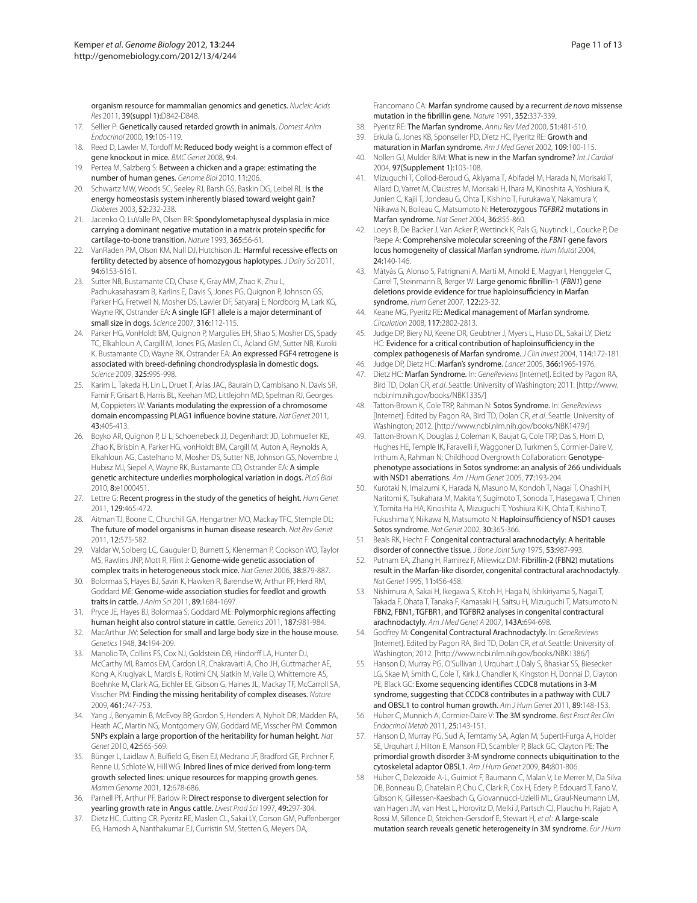organism resource for mammalian genomics and genetics. *Nucleic Acids Res* 2011, **39(suppl 1):**D842-D848.

17. Sellier P: Genetically caused retarded growth in animals. *Domest Anim Endocrinol* 2000, **19:**105-119.
18. Reed D, Lawler M, Tordoff M: Reduced body weight is a common effect of gene knockout in mice. *BMC Genet* 2008, **9:**4.
19. Pertea M, Salzberg S: Between a chicken and a grape: estimating the number of human genes. *Genome Biol* 2010, **11:**206.
20. Schwartz MW, Woods SC, Seeley RJ, Barsh GS, Baskin DG, Leibel RL: Is the energy homeostasis system inherently biased toward weight gain? *Diabetes* 2003, **52:**232-238.
21. Jacenko O, LuValle PA, Olsen BR: Spondylometaphyseal dysplasia in mice carrying a dominant negative mutation in a matrix protein specific for cartilage-to-bone transition. *Nature* 1993, **365:**56-61.
22. VanRaden PM, Olson KM, Null DJ, Hutchison JL: Harmful recessive effects on fertility detected by absence of homozygous haplotypes. *J Dairy Sci* 2011, **94:**6153-6161.
23. Sutter NB, Bustamante CD, Chase K, Gray MM, Zhao K, Zhu L, Padhukasahasram B, Karlins E, Davis S, Jones PG, Quignon P, Johnson GS, Parker HG, Fretwell N, Mosher DS, Lawler DF, Satyaraj E, Nordborg M, Lark KG, Wayne RK, Ostrander EA: A single IGF1 allele is a major determinant of small size in dogs. *Science* 2007, **316:**112-115.
24. Parker HG, VonHoldt BM, Quignon P, Margulies EH, Shao S, Mosher DS, Spady TC, Elkahloun A, Cargill M, Jones PG, Maslen CL, Acland GM, Sutter NB, Kuroki K, Bustamante CD, Wayne RK, Ostrander EA: An expressed FGF4 retrogene is associated with breed-defining chondrodysplasia in domestic dogs. *Science* 2009, **325:**995-998.
25. Karim L, Takeda H, Lin L, Druet T, Arias JAC, Baurain D, Cambisano N, Davis SR, Farnir F, Grisart B, Harris BL, Keehan MD, Littlejohn MD, Spelman RJ, Georges M, Coppieters W: Variants modulating the expression of a chromosome domain encompassing PLAG1 influence bovine stature. *Nat Genet* 2011, **43:**405-413.
26. Boyko AR, Quignon P, Li L, Schoenebeck JJ, Degenhardt JD, Lohmueller KE, Zhao K, Brisbin A, Parker HG, vonHoldt BM, Cargill M, Auton A, Reynolds A, Elkahloun AG, Castelhano M, Mosher DS, Sutter NB, Johnson GS, Novembre J, Hubisz MJ, Siepel A, Wayne RK, Bustamante CD, Ostrander EA: A simple genetic architecture underlies morphological variation in dogs. *PLoS Biol* 2010, **8:**e1000451.
27. Lettre G: Recent progress in the study of the genetics of height. *Hum Genet* 2011, **129:**465-472.
28. Aitman TJ, Boone C, Churchill GA, Hengartner MO, Mackay TFC, Stemple DL: The future of model organisms in human disease research. *Nat Rev Genet* 2011, **12:**575-582.
29. Valdar W, Solberg LC, Gauguier D, Burnett S, Klenerman P, Cookson WO, Taylor MS, Rawlins JNP, Mott R, Flint J: Genome-wide genetic association of complex traits in heterogeneous stock mice. *Nat Genet* 2006, **38:**879-887.
30. Bolormaa S, Hayes BJ, Savin K, Hawken R, Barendse W, Arthur PF, Herd RM, Goddard ME: Genome-wide association studies for feedlot and growth traits in cattle. *J Anim Sci* 2011, **89:**1684-1697.
31. Pryce JE, Hayes BJ, Bolormaa S, Goddard ME: Polymorphic regions affecting human height also control stature in cattle. *Genetics* 2011, **187:**981-984.
32. MacArthur JW: Selection for small and large body size in the house mouse. *Genetics* 1948, **34:**194-209.
33. Manolio TA, Collins FS, Cox NJ, Goldstein DB, Hindorff LA, Hunter DJ, McCarthy MI, Ramos EM, Cardon LR, Chakravarti A, Cho JH, Guttmacher AE, Kong A, Kruglyak L, Mardis E, Rotimi CN, Slatkin M, Valle D, Whittemore AS, Boehnke M, Clark AG, Eichler EE, Gibson G, Haines JL, Mackay TF, McCarroll SA, Visscher PM: Finding the missing heritability of complex diseases. *Nature* 2009, **461:**747-753.
34. Yang J, Benyamin B, McEvoy BP, Gordon S, Henders A, Nyholt DR, Madden PA, Heath AC, Martin NG, Montgomery GW, Goddard ME, Visscher PM: Common SNPs explain a large proportion of the heritability for human height. *Nat Genet* 2010, **42:**565-569.
35. Bünger L, Laidlaw A, Bulfield G, Eisen EJ, Medrano JF, Bradford GE, Pirchner F, Renne U, Schlote W, Hill WG: Inbred lines of mice derived from long-term growth selected lines: unique resources for mapping growth genes. *Mamm Genome* 2001, **12:**678-686.
36. Parnell PF, Arthur PF, Barlow R: Direct response to divergent selection for yearling growth rate in Angus cattle. *Livest Prod Sci* 1997, **49:**297-304.
37. Dietz HC, Cutting CR, Pyeritz RE, Maslen CL, Sakai LY, Corson GM, Puffenberger EG, Hamosh A, Nanthakumar EJ, Curristin SM, Stetten G, Meyers DA, Francomano CA: Marfan syndrome caused by a recurrent *de novo* missense mutation in the fibrillin gene. *Nature* 1991, **352:**337-339.
38. Pyeritz RE: The Marfan syndrome. *Annu Rev Med* 2000, **51:**481-510.
39. Erkula G, Jones KB, Sponseller PD, Dietz HC, Pyeritz RE: Growth and maturation in Marfan syndrome. *Am J Med Genet* 2002, **109:**100-115.
40. Nollen GJ, Mulder BJM: What is new in the Marfan syndrome? *Int J Cardiol* 2004, **97(Supplement 1):**103-108.
41. Mizuguchi T, Collod-Beroud G, Akiyama T, Abifadel M, Harada N, Morisaki T, Allard D, Varret M, Claustres M, Morisaki H, Ihara M, Kinoshita A, Yoshiura K, Junien C, Kajii T, Jondeau G, Ohta T, Kishino T, Furukawa Y, Nakamura Y, Niikawa N, Boileau C, Matsumoto N: Heterozygous *TGFBR2* mutations in Marfan syndrome. *Nat Genet* 2004, **36:**855-860.
42. Loeys B, De Backer J, Van Acker P, Wettinck K, Pals G, Nuytinck L, Coucke P, De Paepe A: Comprehensive molecular screening of the *FBN1* gene favors locus homogeneity of classical Marfan syndrome. *Hum Mutat* 2004, **24:**140-146.
43. Mátyás G, Alonso S, Patrignani A, Marti M, Arnold E, Magyar I, Henggeler C, Carrel T, Steinmann B, Berger W: Large genomic fibrillin-1 (*FBN1*) gene deletions provide evidence for true haploinsufficiency in Marfan syndrome. *Hum Genet* 2007, **122:**23-32.
44. Keane MG, Pyeritz RE: Medical management of Marfan syndrome. *Circulation* 2008, **117:**2802-2813.
45. Judge DP, Biery NJ, Keene DR, Geubtner J, Myers L, Huso DL, Sakai LY, Dietz HC: Evidence for a critical contribution of haploinsufficiency in the complex pathogenesis of Marfan syndrome. *J Clin Invest* 2004, **114:**172-181.
46. Judge DP, Dietz HC: Marfan's syndrome. *Lancet* 2005, **366:**1965-1976.
47. Dietz HC: Marfan Syndrome. In: *GeneReviews* [Internet]. Edited by Pagon RA, Bird TD, Dolan CR, *et al*. Seattle: University of Washington; 2011. [http://www.ncbi.nlm.nih.gov/books/NBK1335/]
48. Tatton-Brown K, Cole TRP, Rahman N: Sotos Syndrome. In: *GeneReviews* [Internet]. Edited by Pagon RA, Bird TD, Dolan CR, *et al*. Seattle: University of Washington; 2012. [http://www.ncbi.nlm.nih.gov/books/NBK1479/]
49. Tatton-Brown K, Douglas J, Coleman K, Baujat G, Cole TRP, Das S, Horn D, Hughes HE, Temple IK, Faravelli F, Waggoner D, Turkmen S, Cormier-Daire V, Irrthum A, Rahman N; Childhood Overgrowth Collaboration: Genotype-phenotype associations in Sotos syndrome: an analysis of 266 undividuals with NSD1 aberrations. *Am J Hum Genet* 2005, **77:**193-204.
50. Kurotaki N, Imaizumi K, Harada N, Masuno M, Kondoh T, Nagai T, Ohashi H, Naritomi K, Tsukahara M, Makita Y, Sugimoto T, Sonoda T, Hasegawa T, Chinen Y, Tomita Ha HA, Kinoshita A, Mizuguchi T, Yoshiura Ki K, Ohta T, Kishino T, Fukushima Y, Niikawa N, Matsumoto N: Haploinsufficiency of NSD1 causes Sotos syndrome. *Nat Genet* 2002, **30:**365-366.
51. Beals RK, Hecht F: Congenital contractural arachnodactyly: A heritable disorder of connective tissue. *J Bone Joint Surg* 1975, **53:**987-993.
52. Putnam EA, Zhang H, Ramirez F, Milewicz DM: Fibrillin-2 (FBN2) mutations result in the Marfan-like disorder, congenital contractural arachnodactyly. *Nat Genet* 1995, **11:**456-458.
53. Nishimura A, Sakai H, Ikegawa S, Kitoh H, Haga N, Ishikiriyama S, Nagai T, Takada F, Ohata T, Tanaka F, Kamasaki H, Saitsu H, Mizuguchi T, Matsumoto N: FBN2, FBN1, TGFBR1, and TGFBR2 analyses in congenital contractural arachnodactyly. *Am J Med Genet A* 2007, **143A:**694-698.
54. Godfrey M: Congenital Contractural Arachnodactyly. In: *GeneReviews* [Internet]. Edited by Pagon RA, Bird TD, Dolan CR, *et al*. Seattle: University of Washington; 2012. [http://www.ncbi.nlm.nih.gov/books/NBK1386/]
55. Hanson D, Murray PG, O'Sullivan J, Urquhart J, Daly S, Bhaskar SS, Biesecker LG, Skae M, Smith C, Cole T, Kirk J, Chandler K, Kingston H, Donnai D, Clayton PE, Black GC: Exome sequencing identifies CCDC8 mutations in 3-M syndrome, suggesting that CCDC8 contributes in a pathway with CUL7 and OBSL1 to control human growth. *Am J Hum Genet* 2011, **89:**148-153.
56. Huber C, Munnich A, Cormier-Daire V: The 3M syndrome. *Best Pract Res Clin Endocrinol Metab* 2011, **25:**143-151.
57. Hanson D, Murray PG, Sud A, Temtamy SA, Aglan M, Superti-Furga A, Holder SE, Urquhart J, Hilton E, Manson FD, Scambler P, Black GC, Clayton PE: The primordial growth disorder 3-M syndrome connects ubiquitination to the cytoskeletal adaptor OBSL1. *Am J Hum Genet* 2009, **84:**801-806.
58. Huber C, Delezoide A-L, Guimiot F, Baumann C, Malan V, Le Merrer M, Da Silva DB, Bonneau D, Chatelain P, Chu C, Clark R, Cox H, Edery P, Edouard T, Fano V, Gibson K, Gillessen-Kaesbach G, Giovannucci-Uzielli ML, Graul-Neumann LM, van Hagen JM, van Hest L, Horovitz D, Melki J, Partsch CJ, Plauchu H, Rajab A, Rossi M, Sillence D, Steichen-Gersdorf E, Stewart H, *et al.*: A large-scale mutation search reveals genetic heterogeneity in 3M syndrome. *Eur J Hum*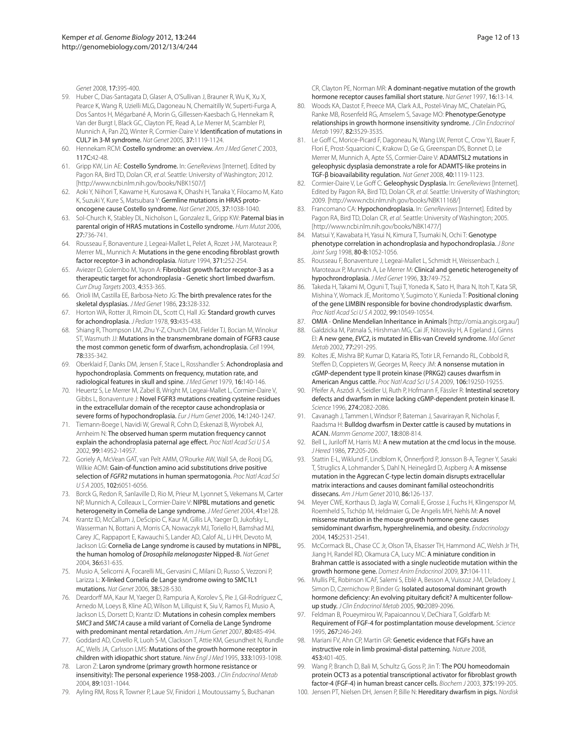Genet 2008, **17:**395-400.

59. Huber C, Dias-Santagata D, Glaser A, O'Sullivan J, Brauner R, Wu K, Xu X, Pearce K, Wang R, Uzielli MLG, Dagoneau N, Chemaitilly W, Superti-Furga A, Dos Santos H, Mégarbané A, Morin G, Gillessen-Kaesbach G, Hennekam R, Van der Burgt I, Black GC, Clayton PE, Read A, Le Merrer M, Scambler PJ, Munnich A, Pan ZQ, Winter R, Cormier-Daire V: Identification of mutations in CUL7 in 3-M syndrome. *Nat Genet* 2005, **37:**1119-1124.
60. Hennekam RCM: Costello syndrome: an overview. *Am J Med Genet C* 2003, **117C:**42-48.
61. Gripp KW, Lin AE: Costello Syndrome. In: *GeneReviews* [Internet]. Edited by Pagon RA, Bird TD, Dolan CR, *et al*. Seattle: University of Washington; 2012. [http://www.ncbi.nlm.nih.gov/books/NBK1507/]
62. Aoki Y, Niihori T, Kawame H, Kurosawa K, Ohashi H, Tanaka Y, Filocamo M, Kato K, Suzuki Y, Kure S, Matsubara Y: Germline mutations in HRAS proto-oncogene cause Costello syndrome. *Nat Genet* 2005, **37:**1038-1040.
63. Sol-Church K, Stabley DL, Nicholson L, Gonzalez IL, Gripp KW: Paternal bias in parental origin of HRAS mutations in Costello syndrome. *Hum Mutat* 2006, **27:**736-741.
64. Rousseau F, Bonaventure J, Legeai-Mallet L, Pelet A, Rozet J-M, Maroteaux P, Merrer ML, Munnich A: Mutations in the gene encoding fibroblast growth factor receptor-3 in achondroplasia. *Nature* 1994, **371:**252-254.
65. Aviezer D, Golembo M, Yayon A: Fibroblast growth factor receptor-3 as a therapeutic target for achondroplasia - Genetic short limbed dwarfism. *Curr Drug Targets* 2003, **4:**353-365.
66. Orioli IM, Castilla EE, Barbosa-Neto JG: The birth prevalence rates for the skeletal dysplasias. *J Med Genet* 1986, **23:**328-332.
67. Horton WA, Rotter JI, Rimoin DL, Scott CI, Hall JG: Standard growth curves for achondroplasia. *J Pediatr* 1978, **93:**435-438.
68. Shiang R, Thompson LM, Zhu Y-Z, Church DM, Fielder TJ, Bocian M, Winokur ST, Wasmuth JJ: Mutations in the transmembrane domain of FGFR3 cause the most common genetic form of dwarfism, achondroplasia. *Cell* 1994, **78:**335-342.
69. Oberklaid F, Danks DM, Jensen F, Stace L, Rosshandler S: Achondroplasia and hypochondroplasia. Comments on frequency, mutation rate, and radiological features in skull and spine. *J Med Genet* 1979, **16:**140-146.
70. Heuertz S, Le Merrer M, Zabel B, Wright M, Legeai-Mallet L, Cormier-Daire V, Gibbs L, Bonaventure J: Novel FGFR3 mutations creating cysteine residues in the extracellular domain of the receptor cause achondroplasia or severe forms of hypochondroplasia. *Eur J Hum Genet* 2006, **14:**1240-1247.
71. Tiemann-Boege I, Navidi W, Grewal R, Cohn D, Eskenazi B, Wyrobek AJ, Arnheim N: The observed human sperm mutation frequency cannot explain the achondroplasia paternal age effect. *Proc Natl Acad Sci U S A* 2002, **99:**14952-14957.
72. Goriely A, McVean GAT, van Pelt AMM, O'Rourke AW, Wall SA, de Rooij DG, Wilkie AOM: Gain-of-function amino acid substitutions drive positive selection of *FGFR2* mutations in human spermatogonia. *Proc Natl Acad Sci U S A* 2005, **102:**6051-6056.
73. Borck G, Redon R, Sanlaville D, Rio M, Prieur M, Lyonnet S, Vekemans M, Carter NP, Munnich A, Colleaux L, Cormier-Daire V: NIPBL mutations and genetic heterogeneity in Cornelia de Lange syndrome. *J Med Genet* 2004, **41:**e128.
74. Krantz ID, McCallum J, DeScipio C, Kaur M, Gillis LA, Yaeger D, Jukofsky L, Wasserman N, Bottani A, Morris CA, Nowaczyk MJ, Toriello H, Bamshad MJ, Carey JC, Rappaport E, Kawauchi S, Lander AD, Calof AL, Li HH, Devoto M, Jackson LG: Cornelia de Lange syndrome is caused by mutations in NIPBL, the human homolog of *Drosophila melanogaster* Nipped-B. *Nat Genet* 2004, **36:**631-635.
75. Musio A, Selicorni A, Focarelli ML, Gervasini C, Milani D, Russo S, Vezzoni P, Larizza L: X-linked Cornelia de Lange syndrome owing to SMC1L1 mutations. *Nat Genet* 2006, **38:**528-530.
76. Deardorff MA, Kaur M, Yaeger D, Rampuria A, Korolev S, Pie J, Gil-Rodríguez C, Arnedo M, Loeys B, Kline AD, Wilson M, Lillquist K, Siu V, Ramos FJ, Musio A, Jackson LS, Dorsett D, Krantz ID: Mutations in cohesin complex members *SMC3* and *SMC1A* cause a mild variant of Cornelia de Lange Syndrome with predominant mental retardation. *Am J Hum Genet* 2007, **80:**485-494.
77. Goddard AD, Covello R, Luoh S-M, Clackson T, Attie KM, Gesundheit N, Rundle AC, Wells JA, Carlsson LMS: Mutations of the growth hormone receptor in children with idiopathic short stature. *New Engl J Med* 1995, **333:**1093-1098.
78. Laron Z: Laron syndrome (primary growth hormone resistance or insensitivity): The personal experience 1958-2003. *J Clin Endocrinol Metab* 2004, **89:**1031-1044.
79. Ayling RM, Ross R, Towner P, Laue SV, Finidori J, Moutoussamy S, Buchanan CR, Clayton PE, Norman MR: A dominant-negative mutation of the growth hormone receptor causes familial short stature. *Nat Genet* 1997, **16:**13-14.
80. Woods KA, Dastot F, Preece MA, Clark AJL, Postel-Vinay MC, Chatelain PG, Ranke MB, Rosenfeld RG, Amselem S, Savage MO: Phenotype:Genotype relationships in growth hormone insensitivity syndrome. *J Clin Endocrinol Metab* 1997, **82:**3529-3535.
81. Le Goff C, Morice-Picard F, Dagoneau N, Wang LW, Perrot C, Crow YJ, Bauer F, Flori E, Prost-Squarcioni C, Krakow D, Ge G, Greenspan DS, Bonnet D, Le Merrer M, Munnich A, Apte SS, Cormier-Daire V: ADAMTSL2 mutations in geleophysic dysplasia demonstrate a role for ADAMTS-like proteins in TGF-β bioavailability regulation. *Nat Genet* 2008, **40:**1119-1123.
82. Cormier-Daire V, Le Goff C: Geleophysic Dysplasia. In: *GeneReviews* [Internet]. Edited by Pagon RA, Bird TD, Dolan CR, *et al*. Seattle: University of Washington; 2009. [http://www.ncbi.nlm.nih.gov/books/NBK11168/]
83. Francomano CA: Hypochondroplasia. In: *GeneReviews* [Internet]. Edited by Pagon RA, Bird TD, Dolan CR, *et al*. Seattle: University of Washington; 2005. [http://www.ncbi.nlm.nih.gov/books/NBK1477/]
84. Matsui Y, Kawabata H, Yasui N, Kimura T, Tsumaki N, Ochi T: Genotype phenotype correlation in achondroplasia and hypochondroplasia. *J Bone Joint Surg* 1998, **80-B:**1052-1056.
85. Rousseau F, Bonaventure J, Legeai-Mallet L, Schmidt H, Weissenbach J, Maroteaux P, Munnich A, Le Merrer M: Clinical and genetic heterogeneity of hypochrondroplasia. *J Med Genet* 1996, **33:**749-752.
86. Takeda H, Takami M, Oguni T, Tsuji T, Yoneda K, Sato H, Ihara N, Itoh T, Kata SR, Mishina Y, Womack JE, Moritomo Y, Sugimoto Y, Kunieda T: Positional cloning of the gene LIMBIN responsible for bovine chondrodysplastic dwarfism. *Proc Natl Acad Sci U S A* 2002, **99:**10549-10554.
87. OMIA - Online Mendelian Inheritance in Animals [http://omia.angis.org.au/]
88. Galdzicka M, Patnala S, Hirshman MG, Cai JF, Nitowsky H, A Egeland J, Ginns EI: A new gene, *EVC2*, is mutated in Ellis-van Creveld syndrome. *Mol Genet Metab* 2002, **77:**291-295.
89. Koltes JE, Mishra BP, Kumar D, Kataria RS, Totir LR, Fernando RL, Cobbold R, Steffen D, Coppieters W, Georges M, Reecy JM: A nonsense mutation in cGMP-dependent type II protein kinase (PRKG2) causes dwarfism in American Angus cattle. *Proc Natl Acad Sci U S A* 2009, **106:**19250-19255.
90. Pfeifer A, Aszódi A, Seidler U, Ruth P, Hofmann F, Fässler R: Intestinal secretory defects and dwarfism in mice lacking cGMP-dependent protein kinase II. *Science* 1996, **274:**2082-2086.
91. Cavanagh J, Tammen I, Windsor P, Bateman J, Savarirayan R, Nicholas F, Raadsma H: Bulldog dwarfism in Dexter cattle is caused by mutations in ACAN. *Mamm Genome* 2007, **18:**808-814.
92. Bell L, Juriloff M, Harris MJ: A new mutation at the cmd locus in the mouse. *J Hered* 1986, **77:**205-206.
93. Stattin E-L, Wiklund F, Lindblom K, Önnerfjord P, Jonsson B-A, Tegner Y, Sasaki T, Struglics A, Lohmander S, Dahl N, Heinegård D, Aspberg A: A missense mutation in the Aggrecan C-type lectin domain disrupts extracellular matrix interactions and causes dominant familial osteochondritis dissecans. *Am J Hum Genet* 2010, **86:**126-137.
94. Meyer CWE, Korthaus D, Jagla W, Cornali E, Grosse J, Fuchs H, Klingenspor M, Roemheld S, Tschöp M, Heldmaier G, De Angelis MH, Nehls M: A novel missense mutation in the mouse growth hormone gene causes semidominant dwarfism, hyperghrelinemia, and obesity. *Endocrinology* 2004, **145:**2531-2541.
95. McCormack BL, Chase CC Jr, Olson TA, Elsasser TH, Hammond AC, Welsh Jr TH, Jiang H, Randel RD, Okamura CA, Lucy MC: A miniature condition in Brahman cattle is associated with a single nucleotide mutation within the growth hormone gene. *Domest Anim Endocrinol* 2009, **37:**104-111.
96. Mullis PE, Robinson ICAF, Salemi S, Eblé A, Besson A, Vuissoz J-M, Deladoey J, Simon D, Czernichow P, Binder G: Isolated autosomal dominant growth hormone deficiency: An evolving pituitary deficit? A multicenter follow-up study. *J Clin Endocrinol Metab* 2005, **90:**2089-2096.
97. Feldman B, Poueymirou W, Papaioannou V, DeChiara T, Goldfarb M: Requirement of FGF-4 for postimplantation mouse development. *Science* 1995, **267:**246-249.
98. Mariani FV, Ahn CP, Martin GR: Genetic evidence that FGFs have an instructive role in limb proximal-distal patterning. *Nature* 2008, **453:**401-405.
99. Wang P, Branch D, Bali M, Schultz G, Goss P, Jin T: The POU homeodomain protein OCT3 as a potential transcriptional activator for fibroblast growth factor-4 (FGF-4) in human breast cancer cells. *Biochem J* 2003, **375:**199-205.
100. Jensen PT, Nielsen DH, Jensen P, Bille N: Hereditary dwarfism in pigs. *Nordisk*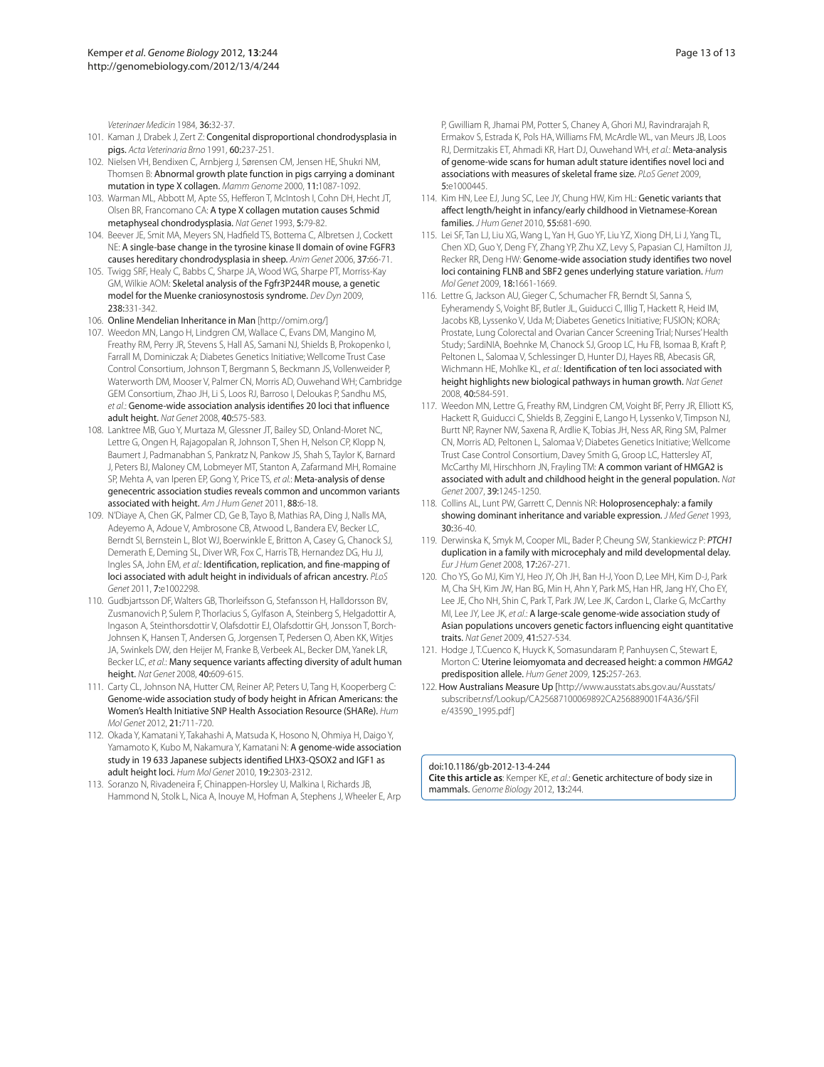Veterinaer Medicin 1984, **36**:32-37.

101. Kaman J, Drabek J, Zert Z: Congenital disproportional chondrodysplasia in pigs. *Acta Veterinaria Brno* 1991, **60**:237-251.
102. Nielsen VH, Bendixen C, Arnbjerg J, Sørensen CM, Jensen HE, Shukri NM, Thomsen B: Abnormal growth plate function in pigs carrying a dominant mutation in type X collagen. *Mamm Genome* 2000, **11**:1087-1092.
103. Warman ML, Abbott M, Apte SS, Hefferton T, McIntosh I, Cohn DH, Hecht JT, Olsen BR, Francomano CA: A type X collagen mutation causes Schmid metaphyseal chondrodysplasia. *Nat Genet* 1993, **5**:79-82.
104. Beever JE, Smit MA, Meyers SN, Hadfield TS, Bottema C, Albretsen J, Cockett NE: A single-base change in the tyrosine kinase II domain of ovine FGFR3 causes hereditary chondrodysplasia in sheep. *Anim Genet* 2006, **37**:66-71.
105. Twigg SRF, Healy C, Babbs C, Sharpe JA, Wood WG, Sharpe PT, Morriss-Kay GM, Wilkie AOM: Skeletal analysis of the Fgfr3P244R mouse, a genetic model for the Muenke craniosynostosis syndrome. *Dev Dyn* 2009, **238**:331-342.
106. Online Mendelian Inheritance in Man [http://omim.org/]
107. Weedon MN, Lango H, Lindgren CM, Wallace C, Evans DM, Mangino M, Freathy RM, Perry JR, Stevens S, Hall AS, Samani NJ, Shields B, Prokopenko I, Farrall M, Dominiczak A; Diabetes Genetics Initiative; Wellcome Trust Case Control Consortium, Johnson T, Bergmann S, Beckmann JS, Vollenweider P, Waterworth DM, Mooser V, Palmer CN, Morris AD, Ouwehand WH; Cambridge GEM Consortium, Zhao JH, Li S, Loos RJ, Barroso I, Deloukas P, Sandhu MS, *et al.*: Genome-wide association analysis identifies 20 loci that influence adult height. *Nat Genet* 2008, **40**:575-583.
108. Lanktree MB, Guo Y, Murtaza M, Glessner JT, Bailey SD, Onland-Moret NC, Lettre G, Ongen H, Rajagopalan R, Johnson T, Shen H, Nelson CP, Klopp N, Baumert J, Padmanabhan S, Pankratz N, Pankow JS, Shah S, Taylor K, Barnard J, Peters BJ, Maloney CM, Lobmeyer MT, Stanton A, Zafarmand MH, Romaine SP, Mehta A, van Iperen EP, Gong Y, Price TS, *et al.*: Meta-analysis of dense genecentric association studies reveals common and uncommon variants associated with height. *Am J Hum Genet* 2011, **88**:6-18.
109. N'Diaye A, Chen GK, Palmer CD, Ge B, Tayo B, Mathias RA, Ding J, Nalls MA, Adeyemo A, Adoue V, Ambrosone CB, Atwood L, Bandera EV, Becker LC, Berndt SI, Bernstein L, Blot WJ, Boerwinkle E, Britton A, Casey G, Chanock SJ, Demerath E, Deming SL, Diver WR, Fox C, Harris TB, Hernandez DG, Hu JJ, Ingles SA, John EM, *et al.*: Identification, replication, and fine-mapping of loci associated with adult height in individuals of african ancestry. *PLoS Genet* 2011, **7**:e1002298.
110. Gudbjartsson DF, Walters GB, Thorleifsson G, Stefansson H, Halldorsson BV, Zusmanovich P, Sulem P, Thorlacius S, Gylfason A, Steinberg S, Helgadottir A, Ingason A, Steinthorsdottir V, Olafsdottir EJ, Olafsdottir GH, Jonsson T, Borch-Johnsen K, Hansen T, Andersen G, Jorgensen T, Pedersen O, Aben KK, Witjes JA, Swinkels DW, den Heijer M, Franke B, Verbeek AL, Becker DM, Yanek LR, Becker LC, *et al.*: Many sequence variants affecting diversity of adult human height. *Nat Genet* 2008, **40**:609-615.
111. Carty CL, Johnson NA, Hutter CM, Reiner AP, Peters U, Tang H, Kooperberg C: Genome-wide association study of body height in African Americans: the Women's Health Initiative SNP Health Association Resource (SHARe). *Hum Mol Genet* 2012, **21**:711-720.
112. Okada Y, Kamatani Y, Takahashi A, Matsuda K, Hosono N, Ohmiya H, Daigo Y, Yamamoto K, Kubo M, Nakamura Y, Kamatani N: A genome-wide association study in 19 633 Japanese subjects identified LHX3-QSOX2 and IGF1 as adult height loci. *Hum Mol Genet* 2010, **19**:2303-2312.
113. Soranzo N, Rivadeneira F, Chinappen-Horsley U, Malkina I, Richards JB, Hammond N, Stolk L, Nica A, Inouye M, Hofman A, Stephens J, Wheeler E, Arp P, Gwilliam R, Jhamai PM, Potter S, Chaney A, Ghori MJ, Ravindrarajah R, Ermakov S, Estrada K, Pols HA, Williams FM, McArdle WL, van Meurs JB, Loos RJ, Dermitzakis ET, Ahmadi KR, Hart DJ, Ouwehand WH, *et al.*: Meta-analysis of genome-wide scans for human adult stature identifies novel loci and associations with measures of skeletal frame size. *PLoS Genet* 2009, **5**:e1000445.
114. Kim HN, Lee EJ, Jung SC, Lee JY, Chung HW, Kim HL: Genetic variants that affect length/height in infancy/early childhood in Vietnamese-Korean families. *J Hum Genet* 2010, **55**:681-690.
115. Lei SF, Tan LJ, Liu XG, Wang L, Yan H, Guo YF, Liu YZ, Xiong DH, Li J, Yang TL, Chen XD, Guo Y, Deng FY, Zhang YP, Zhu XZ, Levy S, Papasian CJ, Hamilton JJ, Recker RR, Deng HW: Genome-wide association study identifies two novel loci containing FLNB and SBF2 genes underlying stature variation. *Hum Mol Genet* 2009, **18**:1661-1669.
116. Lettre G, Jackson AU, Gieger C, Schumacher FR, Berndt SI, Sanna S, Eyheramendy S, Voight BF, Butler JL, Guiducci C, Illig T, Hackett R, Heid IM, Jacobs KB, Lyssenko V, Uda M; Diabetes Genetics Initiative; FUSION; KORA; Prostate, Lung Colorectal and Ovarian Cancer Screening Trial; Nurses' Health Study; SardiNIA, Boehnke M, Chanock SJ, Groop LC, Hu FB, Isomaa B, Kraft P, Peltonen L, Salomaa V, Schlessinger D, Hunter DJ, Hayes RB, Abecasis GR, Wichmann HE, Mohlke KL, *et al.*: Identification of ten loci associated with height highlights new biological pathways in human growth. *Nat Genet* 2008, **40**:584-591.
117. Weedon MN, Lettre G, Freathy RM, Lindgren CM, Voight BF, Perry JR, Elliott KS, Hackett R, Guiducci C, Shields B, Zeggini E, Lango H, Lyssenko V, Timpson NJ, Burtt NP, Rayner NW, Saxena R, Ardlie K, Tobias JH, Ness AR, Ring SM, Palmer CN, Morris AD, Peltonen L, Salomaa V; Diabetes Genetics Initiative; Wellcome Trust Case Control Consortium, Davey Smith G, Groop LC, Hattersley AT, McCarthy MI, Hirschhorn JN, Frayling TM: A common variant of HMGA2 is associated with adult and childhood height in the general population. *Nat Genet* 2007, **39**:1245-1250.
118. Collins AL, Lunt PW, Garrett C, Dennis NR: Holoprosencephaly: a family showing dominant inheritance and variable expression. *J Med Genet* 1993, **30**:36-40.
119. Derwinska K, Smyk M, Cooper ML, Bader P, Cheung SW, Stankiewicz P: *PTCH1* duplication in a family with microcephaly and mild developmental delay. *Eur J Hum Genet* 2008, **17**:267-271.
120. Cho YS, Go MJ, Kim YJ, Heo JY, Oh JH, Ban H-J, Yoon D, Lee MH, Kim D-J, Park M, Cha SH, Kim JW, Han BG, Min H, Ahn Y, Park MS, Han HR, Jang HY, Cho EY, Lee JE, Cho NH, Shin C, Park T, Park JW, Lee JK, Cardon L, Clarke G, McCarthy MI, Lee JY, Lee JK, *et al.*: A large-scale genome-wide association study of Asian populations uncovers genetic factors influencing eight quantitative traits. *Nat Genet* 2009, **41**:527-534.
121. Hodge J, T.Cuenco K, Huyck K, Somasundaram P, Panhuysen C, Stewart E, Morton C: Uterine leiomyomata and decreased height: a common *HMGA2* predisposition allele. *Hum Genet* 2009, **125**:257-263.
122. How Australians Measure Up [http://www.ausstats.abs.gov.au/Ausstats/subscriber.nsf/Lookup/CA25687100069892CA256889001F4A36/$File/43590_1995.pdf]

doi:10.1186/gb-2012-13-4-244
**Cite this article as**: Kemper KE, *et al.*: Genetic architecture of body size in mammals. *Genome Biology* 2012, **13**:244.